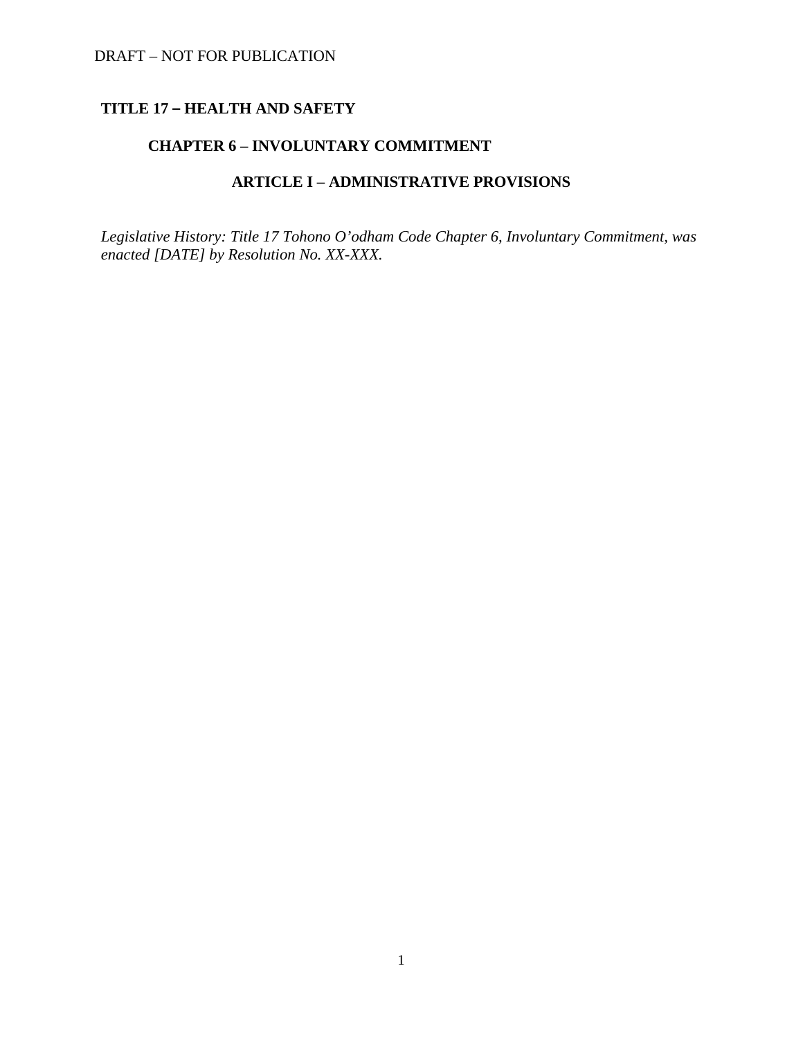DRAFT – NOT FOR PUBLICATION

# TITLE 17 – HEALTH AND SAFETY

## CHAPTER 6 – INVOLUNTARY COMMITMENT

### ARTICLE I – ADMINISTRATIVE PROVISIONS

*Legislative History: Title 17 Tohono O'odham Code Chapter 6, Involuntary Commitment, was enacted [DATE] by Resolution No. XX-XXX.*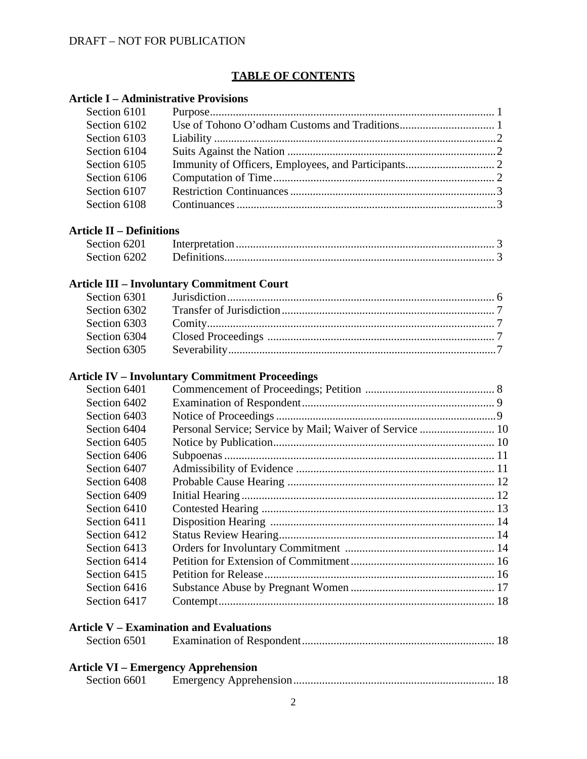DRAFT – NOT FOR PUBLICATION

# TABLE OF CONTENTS

### Article I – Administrative Provisions

| | | |
|---|---|---|
| Section 6101 | Purpose | 1 |
| Section 6102 | Use of Tohono O'odham Customs and Traditions | 1 |
| Section 6103 | Liability | 2 |
| Section 6104 | Suits Against the Nation | 2 |
| Section 6105 | Immunity of Officers, Employees, and Participants | 2 |
| Section 6106 | Computation of Time | 2 |
| Section 6107 | Restriction Continuances | 3 |
| Section 6108 | Continuances | 3 |

### Article II – Definitions

| | | |
|---|---|---|
| Section 6201 | Interpretation | 3 |
| Section 6202 | Definitions | 3 |

### Article III – Involuntary Commitment Court

| | | |
|---|---|---|
| Section 6301 | Jurisdiction | 6 |
| Section 6302 | Transfer of Jurisdiction | 7 |
| Section 6303 | Comity | 7 |
| Section 6304 | Closed Proceedings | 7 |
| Section 6305 | Severability | 7 |

### Article IV – Involuntary Commitment Proceedings

| | | |
|---|---|---|
| Section 6401 | Commencement of Proceedings; Petition | 8 |
| Section 6402 | Examination of Respondent | 9 |
| Section 6403 | Notice of Proceedings | 9 |
| Section 6404 | Personal Service; Service by Mail; Waiver of Service | 10 |
| Section 6405 | Notice by Publication | 10 |
| Section 6406 | Subpoenas | 11 |
| Section 6407 | Admissibility of Evidence | 11 |
| Section 6408 | Probable Cause Hearing | 12 |
| Section 6409 | Initial Hearing | 12 |
| Section 6410 | Contested Hearing | 13 |
| Section 6411 | Disposition Hearing | 14 |
| Section 6412 | Status Review Hearing | 14 |
| Section 6413 | Orders for Involuntary Commitment | 14 |
| Section 6414 | Petition for Extension of Commitment | 16 |
| Section 6415 | Petition for Release | 16 |
| Section 6416 | Substance Abuse by Pregnant Women | 17 |
| Section 6417 | Contempt | 18 |

### Article V – Examination and Evaluations

| | | |
|---|---|---|
| Section 6501 | Examination of Respondent | 18 |

### Article VI – Emergency Apprehension

| | | |
|---|---|---|
| Section 6601 | Emergency Apprehension | 18 |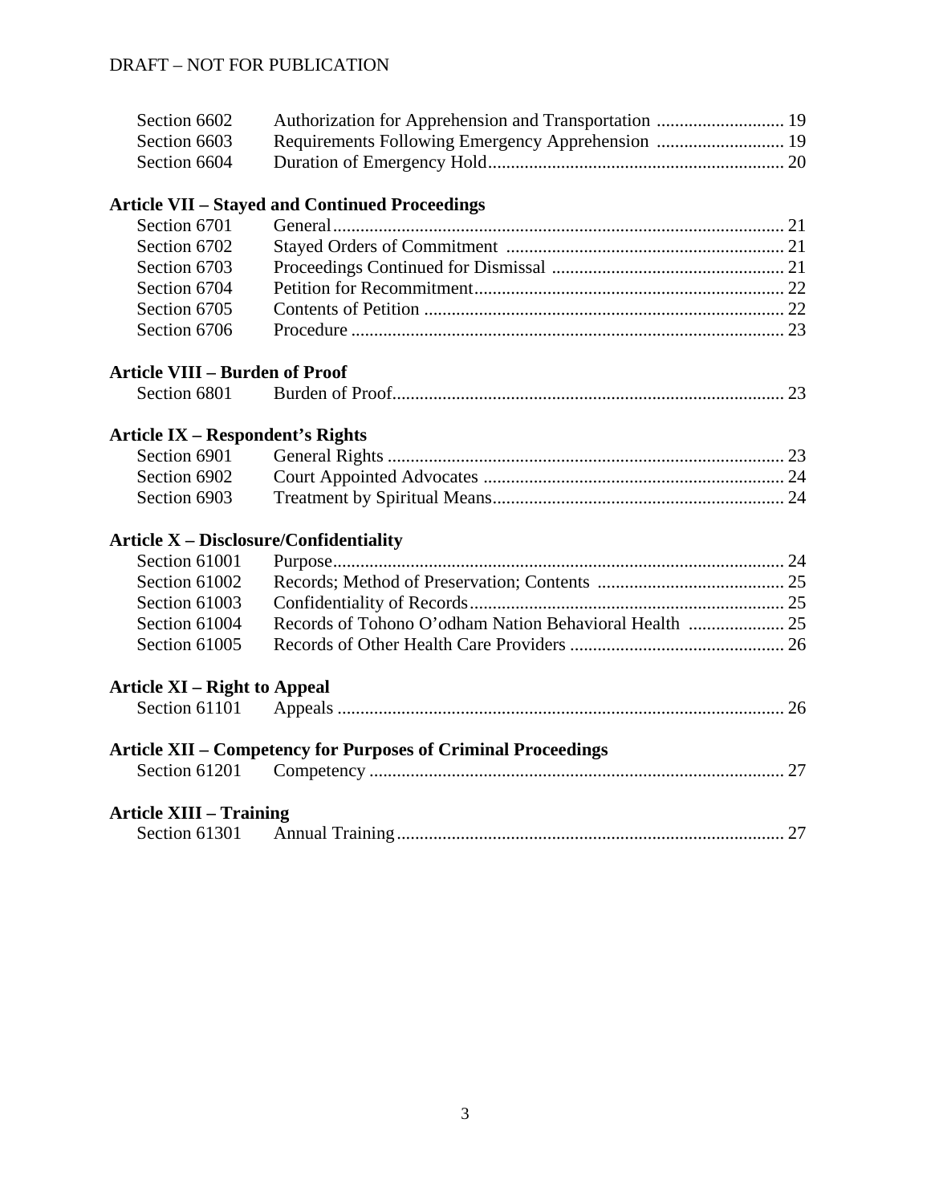DRAFT – NOT FOR PUBLICATION

| | | |
|---|---|---|
| Section 6602 | Authorization for Apprehension and Transportation | 19 |
| Section 6603 | Requirements Following Emergency Apprehension | 19 |
| Section 6604 | Duration of Emergency Hold | 20 |

**Article VII – Stayed and Continued Proceedings**

| | | |
|---|---|---|
| Section 6701 | General | 21 |
| Section 6702 | Stayed Orders of Commitment | 21 |
| Section 6703 | Proceedings Continued for Dismissal | 21 |
| Section 6704 | Petition for Recommitment | 22 |
| Section 6705 | Contents of Petition | 22 |
| Section 6706 | Procedure | 23 |

**Article VIII – Burden of Proof**

| | | |
|---|---|---|
| Section 6801 | Burden of Proof | 23 |

**Article IX – Respondent's Rights**

| | | |
|---|---|---|
| Section 6901 | General Rights | 23 |
| Section 6902 | Court Appointed Advocates | 24 |
| Section 6903 | Treatment by Spiritual Means | 24 |

**Article X – Disclosure/Confidentiality**

| | | |
|---|---|---|
| Section 61001 | Purpose | 24 |
| Section 61002 | Records; Method of Preservation; Contents | 25 |
| Section 61003 | Confidentiality of Records | 25 |
| Section 61004 | Records of Tohono O'odham Nation Behavioral Health | 25 |
| Section 61005 | Records of Other Health Care Providers | 26 |

**Article XI – Right to Appeal**

| | | |
|---|---|---|
| Section 61101 | Appeals | 26 |

**Article XII – Competency for Purposes of Criminal Proceedings**

| | | |
|---|---|---|
| Section 61201 | Competency | 27 |

**Article XIII – Training**

| | | |
|---|---|---|
| Section 61301 | Annual Training | 27 |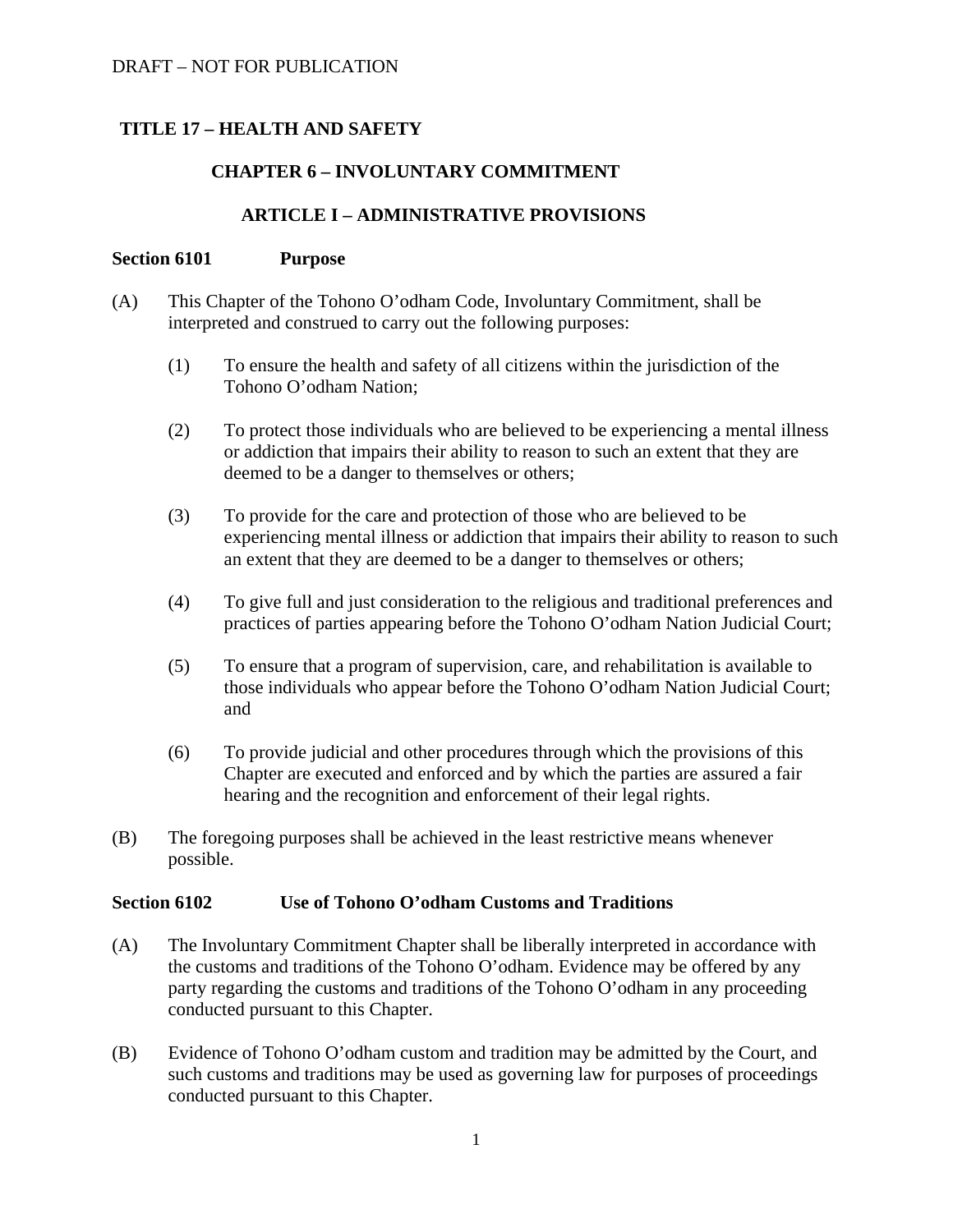DRAFT – NOT FOR PUBLICATION

# TITLE 17 – HEALTH AND SAFETY

## CHAPTER 6 – INVOLUNTARY COMMITMENT

### ARTICLE I – ADMINISTRATIVE PROVISIONS

**Section 6101 Purpose**

(A) This Chapter of the Tohono O'odham Code, Involuntary Commitment, shall be interpreted and construed to carry out the following purposes:

(1) To ensure the health and safety of all citizens within the jurisdiction of the Tohono O'odham Nation;

(2) To protect those individuals who are believed to be experiencing a mental illness or addiction that impairs their ability to reason to such an extent that they are deemed to be a danger to themselves or others;

(3) To provide for the care and protection of those who are believed to be experiencing mental illness or addiction that impairs their ability to reason to such an extent that they are deemed to be a danger to themselves or others;

(4) To give full and just consideration to the religious and traditional preferences and practices of parties appearing before the Tohono O'odham Nation Judicial Court;

(5) To ensure that a program of supervision, care, and rehabilitation is available to those individuals who appear before the Tohono O'odham Nation Judicial Court; and

(6) To provide judicial and other procedures through which the provisions of this Chapter are executed and enforced and by which the parties are assured a fair hearing and the recognition and enforcement of their legal rights.

(B) The foregoing purposes shall be achieved in the least restrictive means whenever possible.

**Section 6102 Use of Tohono O'odham Customs and Traditions**

(A) The Involuntary Commitment Chapter shall be liberally interpreted in accordance with the customs and traditions of the Tohono O'odham. Evidence may be offered by any party regarding the customs and traditions of the Tohono O'odham in any proceeding conducted pursuant to this Chapter.

(B) Evidence of Tohono O'odham custom and tradition may be admitted by the Court, and such customs and traditions may be used as governing law for purposes of proceedings conducted pursuant to this Chapter.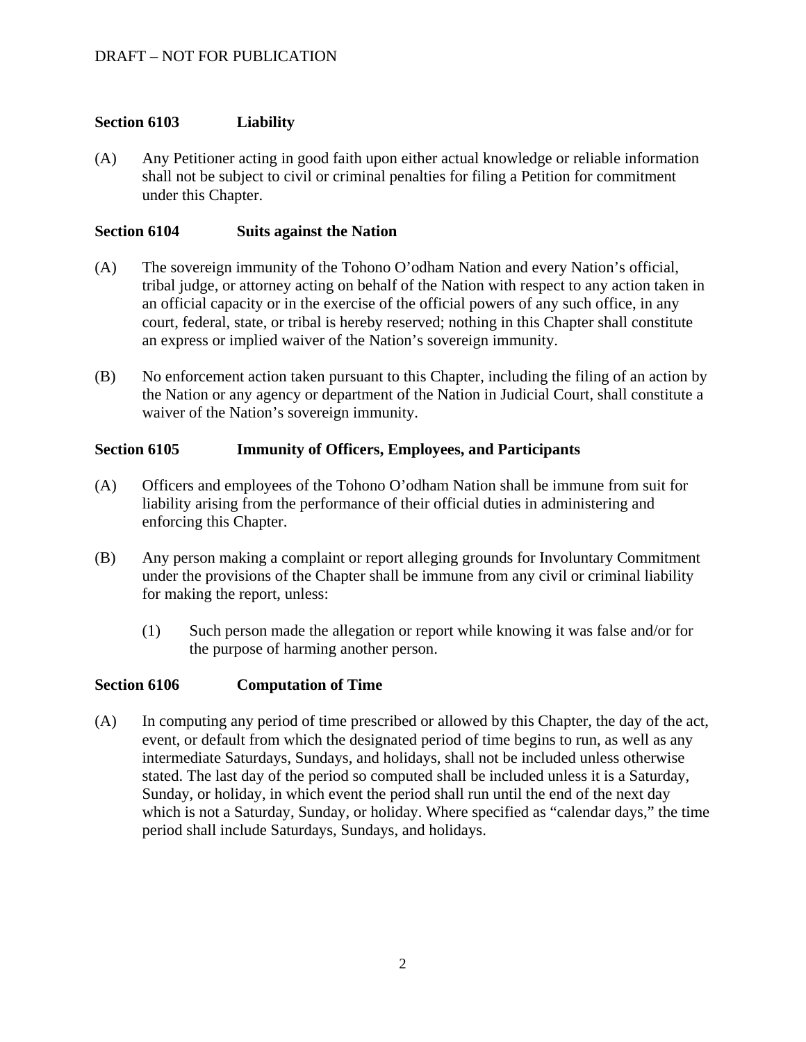**Section 6103 Liability**

(A) Any Petitioner acting in good faith upon either actual knowledge or reliable information shall not be subject to civil or criminal penalties for filing a Petition for commitment under this Chapter.

**Section 6104 Suits against the Nation**

(A) The sovereign immunity of the Tohono O'odham Nation and every Nation's official, tribal judge, or attorney acting on behalf of the Nation with respect to any action taken in an official capacity or in the exercise of the official powers of any such office, in any court, federal, state, or tribal is hereby reserved; nothing in this Chapter shall constitute an express or implied waiver of the Nation's sovereign immunity.

(B) No enforcement action taken pursuant to this Chapter, including the filing of an action by the Nation or any agency or department of the Nation in Judicial Court, shall constitute a waiver of the Nation's sovereign immunity.

**Section 6105 Immunity of Officers, Employees, and Participants**

(A) Officers and employees of the Tohono O'odham Nation shall be immune from suit for liability arising from the performance of their official duties in administering and enforcing this Chapter.

(B) Any person making a complaint or report alleging grounds for Involuntary Commitment under the provisions of the Chapter shall be immune from any civil or criminal liability for making the report, unless:

(1) Such person made the allegation or report while knowing it was false and/or for the purpose of harming another person.

**Section 6106 Computation of Time**

(A) In computing any period of time prescribed or allowed by this Chapter, the day of the act, event, or default from which the designated period of time begins to run, as well as any intermediate Saturdays, Sundays, and holidays, shall not be included unless otherwise stated. The last day of the period so computed shall be included unless it is a Saturday, Sunday, or holiday, in which event the period shall run until the end of the next day which is not a Saturday, Sunday, or holiday. Where specified as "calendar days," the time period shall include Saturdays, Sundays, and holidays.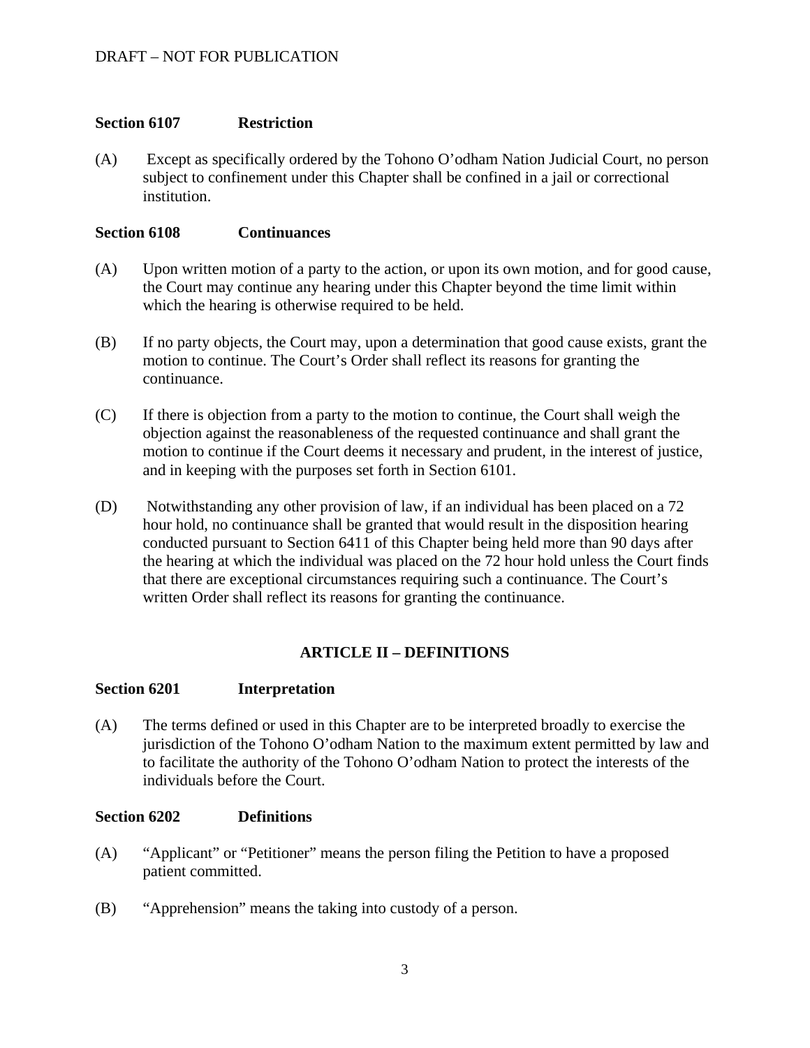**Section 6107 Restriction**

(A) Except as specifically ordered by the Tohono O'odham Nation Judicial Court, no person subject to confinement under this Chapter shall be confined in a jail or correctional institution.

**Section 6108 Continuances**

(A) Upon written motion of a party to the action, or upon its own motion, and for good cause, the Court may continue any hearing under this Chapter beyond the time limit within which the hearing is otherwise required to be held.

(B) If no party objects, the Court may, upon a determination that good cause exists, grant the motion to continue. The Court's Order shall reflect its reasons for granting the continuance.

(C) If there is objection from a party to the motion to continue, the Court shall weigh the objection against the reasonableness of the requested continuance and shall grant the motion to continue if the Court deems it necessary and prudent, in the interest of justice, and in keeping with the purposes set forth in Section 6101.

(D) Notwithstanding any other provision of law, if an individual has been placed on a 72 hour hold, no continuance shall be granted that would result in the disposition hearing conducted pursuant to Section 6411 of this Chapter being held more than 90 days after the hearing at which the individual was placed on the 72 hour hold unless the Court finds that there are exceptional circumstances requiring such a continuance. The Court's written Order shall reflect its reasons for granting the continuance.

## ARTICLE II – DEFINITIONS

**Section 6201 Interpretation**

(A) The terms defined or used in this Chapter are to be interpreted broadly to exercise the jurisdiction of the Tohono O'odham Nation to the maximum extent permitted by law and to facilitate the authority of the Tohono O'odham Nation to protect the interests of the individuals before the Court.

**Section 6202 Definitions**

(A) "Applicant" or "Petitioner" means the person filing the Petition to have a proposed patient committed.

(B) "Apprehension" means the taking into custody of a person.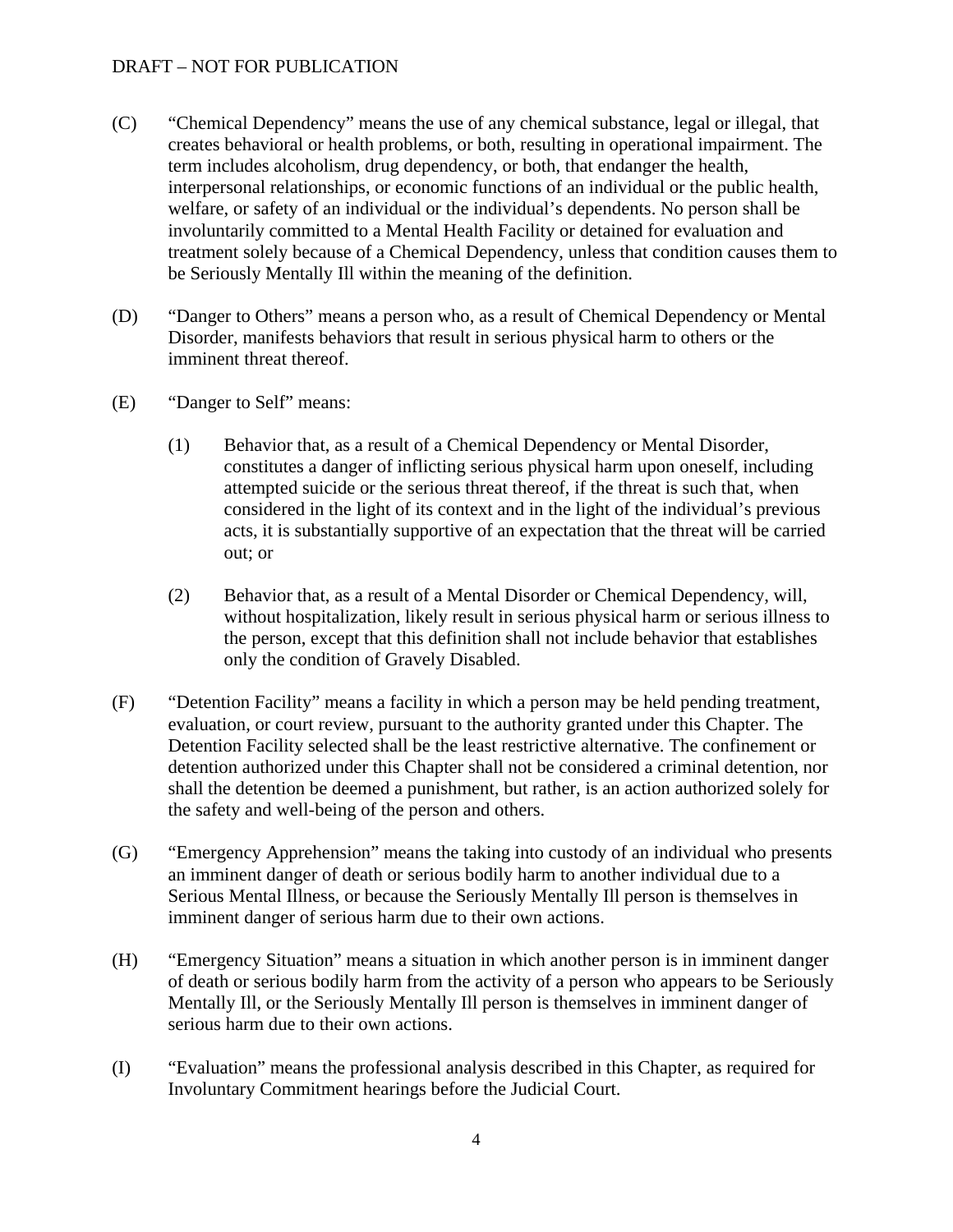(C) "Chemical Dependency" means the use of any chemical substance, legal or illegal, that creates behavioral or health problems, or both, resulting in operational impairment. The term includes alcoholism, drug dependency, or both, that endanger the health, interpersonal relationships, or economic functions of an individual or the public health, welfare, or safety of an individual or the individual's dependents. No person shall be involuntarily committed to a Mental Health Facility or detained for evaluation and treatment solely because of a Chemical Dependency, unless that condition causes them to be Seriously Mentally Ill within the meaning of the definition.

(D) "Danger to Others" means a person who, as a result of Chemical Dependency or Mental Disorder, manifests behaviors that result in serious physical harm to others or the imminent threat thereof.

(E) "Danger to Self" means:

(1) Behavior that, as a result of a Chemical Dependency or Mental Disorder, constitutes a danger of inflicting serious physical harm upon oneself, including attempted suicide or the serious threat thereof, if the threat is such that, when considered in the light of its context and in the light of the individual's previous acts, it is substantially supportive of an expectation that the threat will be carried out; or

(2) Behavior that, as a result of a Mental Disorder or Chemical Dependency, will, without hospitalization, likely result in serious physical harm or serious illness to the person, except that this definition shall not include behavior that establishes only the condition of Gravely Disabled.

(F) "Detention Facility" means a facility in which a person may be held pending treatment, evaluation, or court review, pursuant to the authority granted under this Chapter. The Detention Facility selected shall be the least restrictive alternative. The confinement or detention authorized under this Chapter shall not be considered a criminal detention, nor shall the detention be deemed a punishment, but rather, is an action authorized solely for the safety and well-being of the person and others.

(G) "Emergency Apprehension" means the taking into custody of an individual who presents an imminent danger of death or serious bodily harm to another individual due to a Serious Mental Illness, or because the Seriously Mentally Ill person is themselves in imminent danger of serious harm due to their own actions.

(H) "Emergency Situation" means a situation in which another person is in imminent danger of death or serious bodily harm from the activity of a person who appears to be Seriously Mentally Ill, or the Seriously Mentally Ill person is themselves in imminent danger of serious harm due to their own actions.

(I) "Evaluation" means the professional analysis described in this Chapter, as required for Involuntary Commitment hearings before the Judicial Court.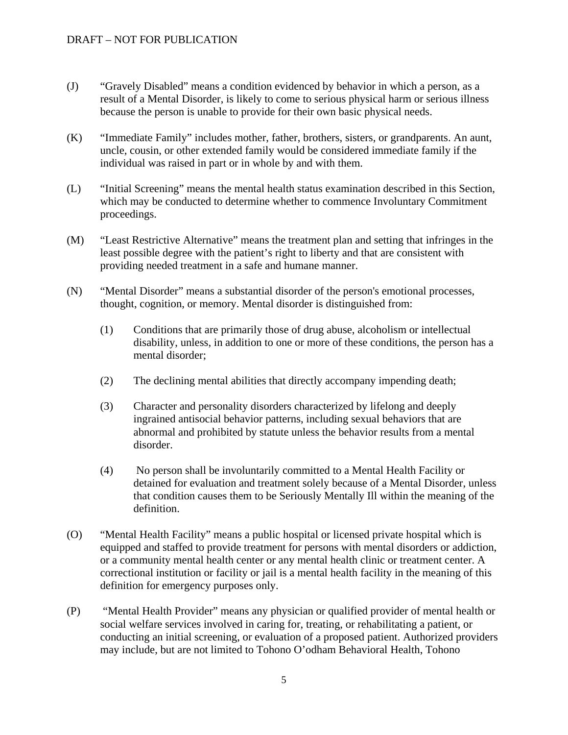(J) "Gravely Disabled" means a condition evidenced by behavior in which a person, as a result of a Mental Disorder, is likely to come to serious physical harm or serious illness because the person is unable to provide for their own basic physical needs.

(K) "Immediate Family" includes mother, father, brothers, sisters, or grandparents. An aunt, uncle, cousin, or other extended family would be considered immediate family if the individual was raised in part or in whole by and with them.

(L) "Initial Screening" means the mental health status examination described in this Section, which may be conducted to determine whether to commence Involuntary Commitment proceedings.

(M) "Least Restrictive Alternative" means the treatment plan and setting that infringes in the least possible degree with the patient's right to liberty and that are consistent with providing needed treatment in a safe and humane manner.

(N) "Mental Disorder" means a substantial disorder of the person's emotional processes, thought, cognition, or memory. Mental disorder is distinguished from:

> (1) Conditions that are primarily those of drug abuse, alcoholism or intellectual disability, unless, in addition to one or more of these conditions, the person has a mental disorder;
>
> (2) The declining mental abilities that directly accompany impending death;
>
> (3) Character and personality disorders characterized by lifelong and deeply ingrained antisocial behavior patterns, including sexual behaviors that are abnormal and prohibited by statute unless the behavior results from a mental disorder.
>
> (4) No person shall be involuntarily committed to a Mental Health Facility or detained for evaluation and treatment solely because of a Mental Disorder, unless that condition causes them to be Seriously Mentally Ill within the meaning of the definition.

(O) "Mental Health Facility" means a public hospital or licensed private hospital which is equipped and staffed to provide treatment for persons with mental disorders or addiction, or a community mental health center or any mental health clinic or treatment center. A correctional institution or facility or jail is a mental health facility in the meaning of this definition for emergency purposes only.

(P) "Mental Health Provider" means any physician or qualified provider of mental health or social welfare services involved in caring for, treating, or rehabilitating a patient, or conducting an initial screening, or evaluation of a proposed patient. Authorized providers may include, but are not limited to Tohono O'odham Behavioral Health, Tohono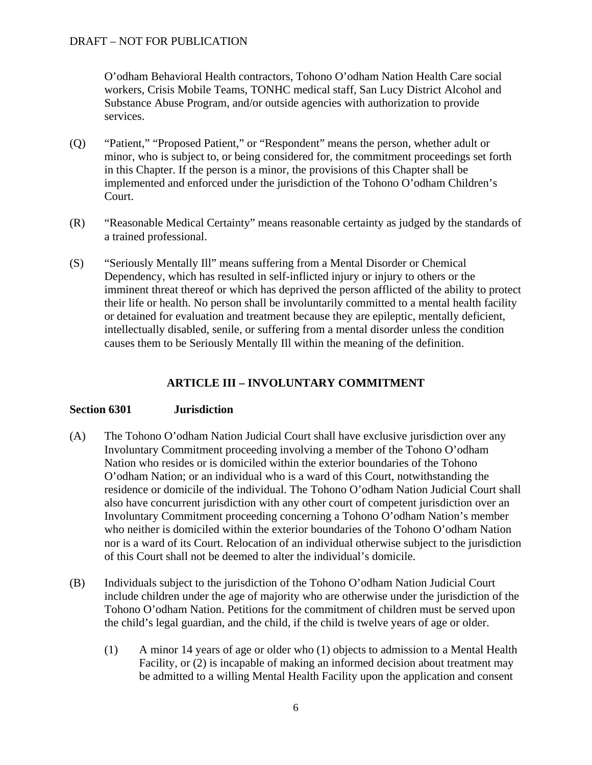O’odham Behavioral Health contractors, Tohono O’odham Nation Health Care social workers, Crisis Mobile Teams, TONHC medical staff, San Lucy District Alcohol and Substance Abuse Program, and/or outside agencies with authorization to provide services.

(Q) “Patient,” “Proposed Patient,” or “Respondent” means the person, whether adult or minor, who is subject to, or being considered for, the commitment proceedings set forth in this Chapter. If the person is a minor, the provisions of this Chapter shall be implemented and enforced under the jurisdiction of the Tohono O’odham Children’s Court.

(R) “Reasonable Medical Certainty” means reasonable certainty as judged by the standards of a trained professional.

(S) “Seriously Mentally Ill” means suffering from a Mental Disorder or Chemical Dependency, which has resulted in self-inflicted injury or injury to others or the imminent threat thereof or which has deprived the person afflicted of the ability to protect their life or health. No person shall be involuntarily committed to a mental health facility or detained for evaluation and treatment because they are epileptic, mentally deficient, intellectually disabled, senile, or suffering from a mental disorder unless the condition causes them to be Seriously Mentally Ill within the meaning of the definition.

## ARTICLE III – INVOLUNTARY COMMITMENT

### Section 6301 Jurisdiction

(A) The Tohono O’odham Nation Judicial Court shall have exclusive jurisdiction over any Involuntary Commitment proceeding involving a member of the Tohono O’odham Nation who resides or is domiciled within the exterior boundaries of the Tohono O’odham Nation; or an individual who is a ward of this Court, notwithstanding the residence or domicile of the individual. The Tohono O’odham Nation Judicial Court shall also have concurrent jurisdiction with any other court of competent jurisdiction over an Involuntary Commitment proceeding concerning a Tohono O’odham Nation’s member who neither is domiciled within the exterior boundaries of the Tohono O’odham Nation nor is a ward of its Court. Relocation of an individual otherwise subject to the jurisdiction of this Court shall not be deemed to alter the individual’s domicile.

(B) Individuals subject to the jurisdiction of the Tohono O’odham Nation Judicial Court include children under the age of majority who are otherwise under the jurisdiction of the Tohono O’odham Nation. Petitions for the commitment of children must be served upon the child’s legal guardian, and the child, if the child is twelve years of age or older.

(1) A minor 14 years of age or older who (1) objects to admission to a Mental Health Facility, or (2) is incapable of making an informed decision about treatment may be admitted to a willing Mental Health Facility upon the application and consent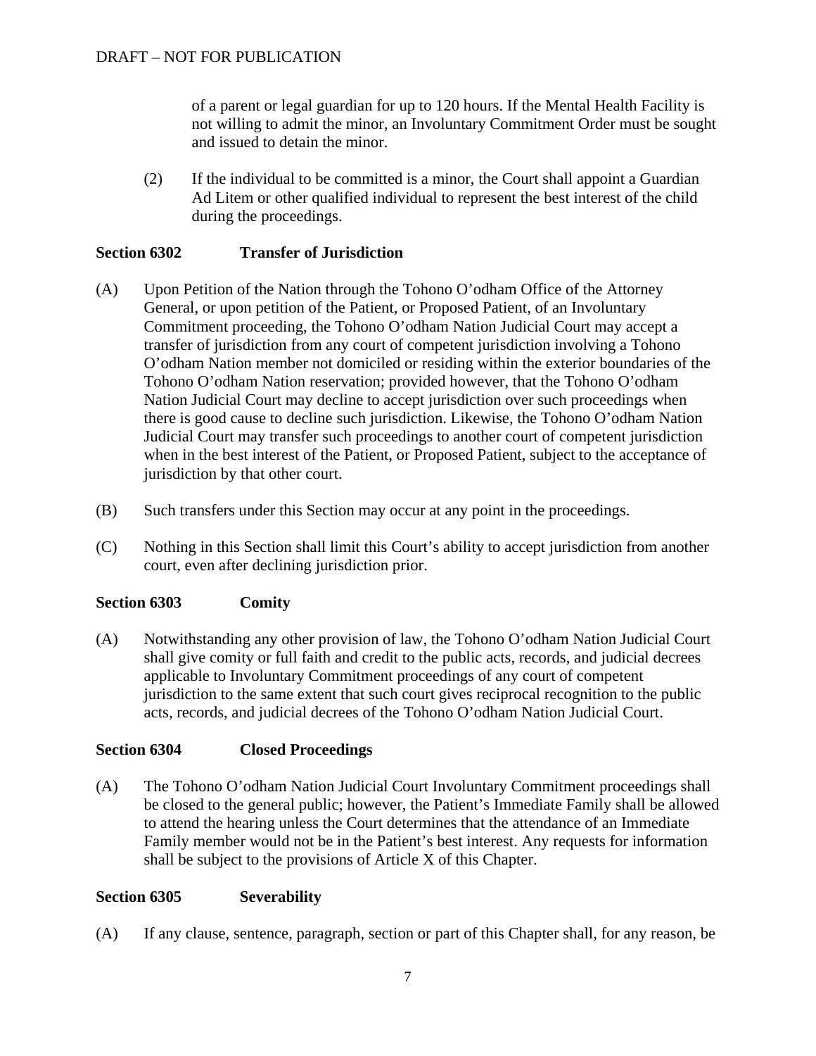of a parent or legal guardian for up to 120 hours. If the Mental Health Facility is not willing to admit the minor, an Involuntary Commitment Order must be sought and issued to detain the minor.

(2) If the individual to be committed is a minor, the Court shall appoint a Guardian Ad Litem or other qualified individual to represent the best interest of the child during the proceedings.

**Section 6302 Transfer of Jurisdiction**

(A) Upon Petition of the Nation through the Tohono O'odham Office of the Attorney General, or upon petition of the Patient, or Proposed Patient, of an Involuntary Commitment proceeding, the Tohono O'odham Nation Judicial Court may accept a transfer of jurisdiction from any court of competent jurisdiction involving a Tohono O'odham Nation member not domiciled or residing within the exterior boundaries of the Tohono O'odham Nation reservation; provided however, that the Tohono O'odham Nation Judicial Court may decline to accept jurisdiction over such proceedings when there is good cause to decline such jurisdiction. Likewise, the Tohono O'odham Nation Judicial Court may transfer such proceedings to another court of competent jurisdiction when in the best interest of the Patient, or Proposed Patient, subject to the acceptance of jurisdiction by that other court.

(B) Such transfers under this Section may occur at any point in the proceedings.

(C) Nothing in this Section shall limit this Court's ability to accept jurisdiction from another court, even after declining jurisdiction prior.

**Section 6303 Comity**

(A) Notwithstanding any other provision of law, the Tohono O'odham Nation Judicial Court shall give comity or full faith and credit to the public acts, records, and judicial decrees applicable to Involuntary Commitment proceedings of any court of competent jurisdiction to the same extent that such court gives reciprocal recognition to the public acts, records, and judicial decrees of the Tohono O'odham Nation Judicial Court.

**Section 6304 Closed Proceedings**

(A) The Tohono O'odham Nation Judicial Court Involuntary Commitment proceedings shall be closed to the general public; however, the Patient's Immediate Family shall be allowed to attend the hearing unless the Court determines that the attendance of an Immediate Family member would not be in the Patient's best interest. Any requests for information shall be subject to the provisions of Article X of this Chapter.

**Section 6305 Severability**

(A) If any clause, sentence, paragraph, section or part of this Chapter shall, for any reason, be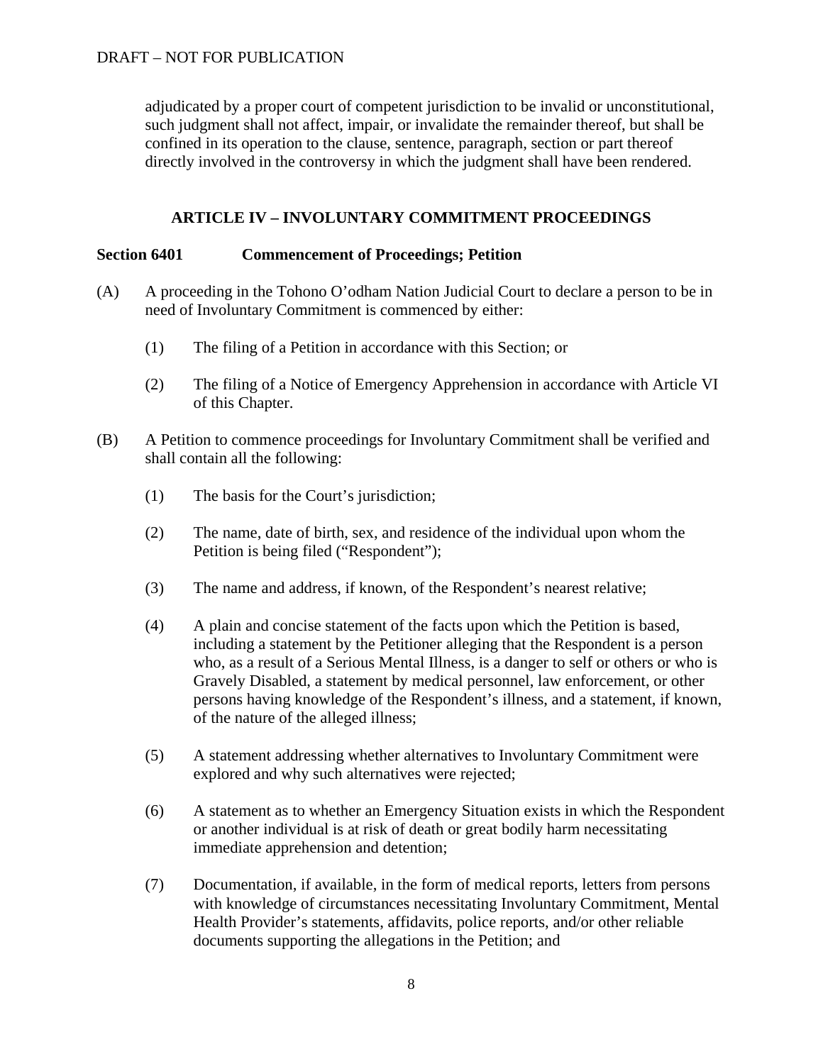adjudicated by a proper court of competent jurisdiction to be invalid or unconstitutional, such judgment shall not affect, impair, or invalidate the remainder thereof, but shall be confined in its operation to the clause, sentence, paragraph, section or part thereof directly involved in the controversy in which the judgment shall have been rendered.

## ARTICLE IV – INVOLUNTARY COMMITMENT PROCEEDINGS

### Section 6401 Commencement of Proceedings; Petition

(A) A proceeding in the Tohono O'odham Nation Judicial Court to declare a person to be in need of Involuntary Commitment is commenced by either:

(1) The filing of a Petition in accordance with this Section; or

(2) The filing of a Notice of Emergency Apprehension in accordance with Article VI of this Chapter.

(B) A Petition to commence proceedings for Involuntary Commitment shall be verified and shall contain all the following:

(1) The basis for the Court's jurisdiction;

(2) The name, date of birth, sex, and residence of the individual upon whom the Petition is being filed ("Respondent");

(3) The name and address, if known, of the Respondent's nearest relative;

(4) A plain and concise statement of the facts upon which the Petition is based, including a statement by the Petitioner alleging that the Respondent is a person who, as a result of a Serious Mental Illness, is a danger to self or others or who is Gravely Disabled, a statement by medical personnel, law enforcement, or other persons having knowledge of the Respondent's illness, and a statement, if known, of the nature of the alleged illness;

(5) A statement addressing whether alternatives to Involuntary Commitment were explored and why such alternatives were rejected;

(6) A statement as to whether an Emergency Situation exists in which the Respondent or another individual is at risk of death or great bodily harm necessitating immediate apprehension and detention;

(7) Documentation, if available, in the form of medical reports, letters from persons with knowledge of circumstances necessitating Involuntary Commitment, Mental Health Provider's statements, affidavits, police reports, and/or other reliable documents supporting the allegations in the Petition; and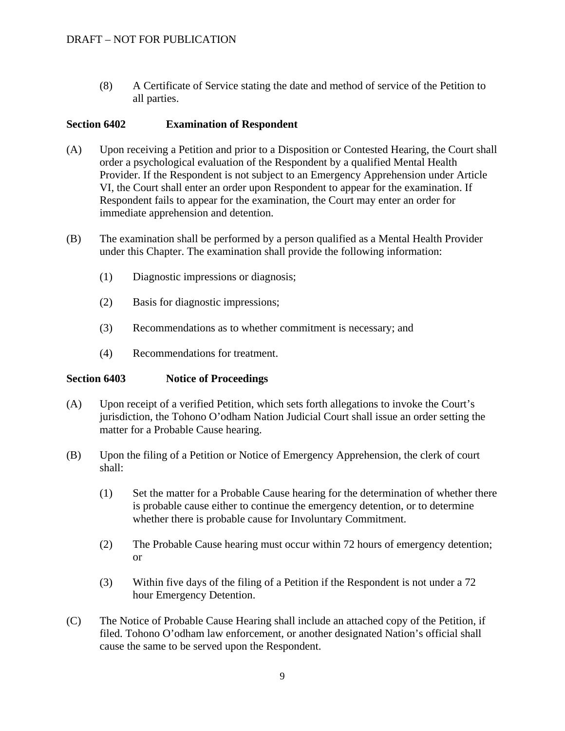(8) A Certificate of Service stating the date and method of service of the Petition to all parties.

**Section 6402 Examination of Respondent**

(A) Upon receiving a Petition and prior to a Disposition or Contested Hearing, the Court shall order a psychological evaluation of the Respondent by a qualified Mental Health Provider. If the Respondent is not subject to an Emergency Apprehension under Article VI, the Court shall enter an order upon Respondent to appear for the examination. If Respondent fails to appear for the examination, the Court may enter an order for immediate apprehension and detention.

(B) The examination shall be performed by a person qualified as a Mental Health Provider under this Chapter. The examination shall provide the following information:

(1) Diagnostic impressions or diagnosis;

(2) Basis for diagnostic impressions;

(3) Recommendations as to whether commitment is necessary; and

(4) Recommendations for treatment.

**Section 6403 Notice of Proceedings**

(A) Upon receipt of a verified Petition, which sets forth allegations to invoke the Court's jurisdiction, the Tohono O'odham Nation Judicial Court shall issue an order setting the matter for a Probable Cause hearing.

(B) Upon the filing of a Petition or Notice of Emergency Apprehension, the clerk of court shall:

(1) Set the matter for a Probable Cause hearing for the determination of whether there is probable cause either to continue the emergency detention, or to determine whether there is probable cause for Involuntary Commitment.

(2) The Probable Cause hearing must occur within 72 hours of emergency detention; or

(3) Within five days of the filing of a Petition if the Respondent is not under a 72 hour Emergency Detention.

(C) The Notice of Probable Cause Hearing shall include an attached copy of the Petition, if filed. Tohono O'odham law enforcement, or another designated Nation's official shall cause the same to be served upon the Respondent.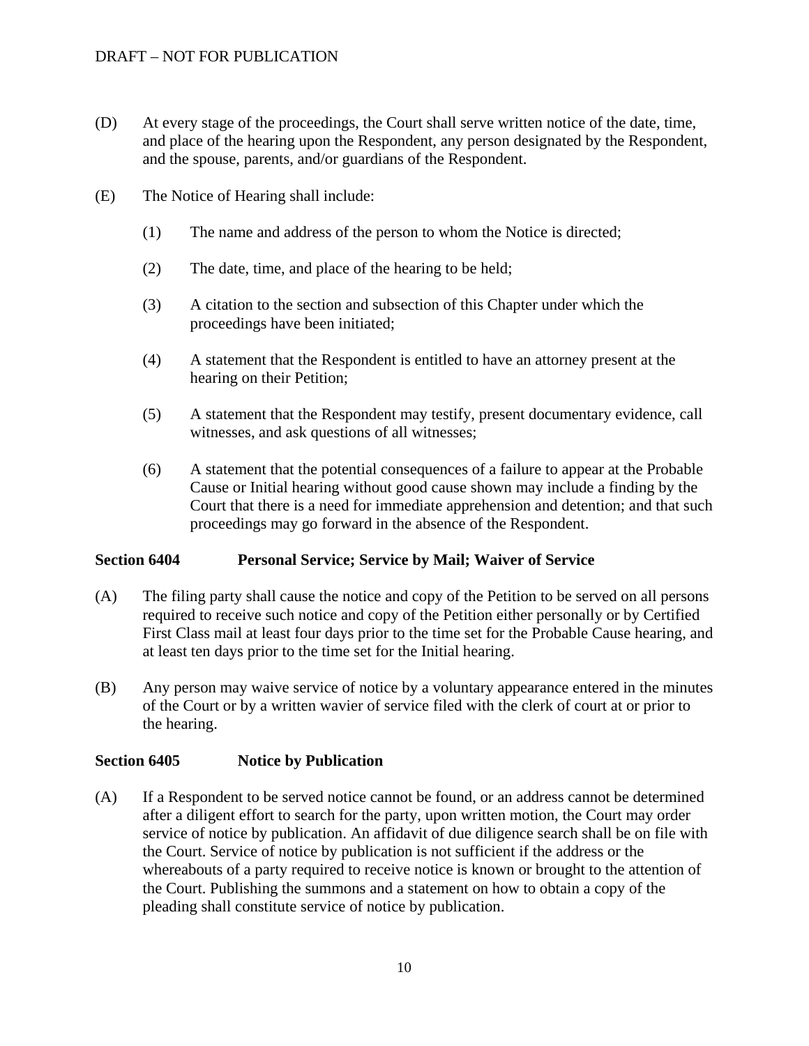(D) At every stage of the proceedings, the Court shall serve written notice of the date, time, and place of the hearing upon the Respondent, any person designated by the Respondent, and the spouse, parents, and/or guardians of the Respondent.

(E) The Notice of Hearing shall include:

(1) The name and address of the person to whom the Notice is directed;

(2) The date, time, and place of the hearing to be held;

(3) A citation to the section and subsection of this Chapter under which the proceedings have been initiated;

(4) A statement that the Respondent is entitled to have an attorney present at the hearing on their Petition;

(5) A statement that the Respondent may testify, present documentary evidence, call witnesses, and ask questions of all witnesses;

(6) A statement that the potential consequences of a failure to appear at the Probable Cause or Initial hearing without good cause shown may include a finding by the Court that there is a need for immediate apprehension and detention; and that such proceedings may go forward in the absence of the Respondent.

**Section 6404 Personal Service; Service by Mail; Waiver of Service**

(A) The filing party shall cause the notice and copy of the Petition to be served on all persons required to receive such notice and copy of the Petition either personally or by Certified First Class mail at least four days prior to the time set for the Probable Cause hearing, and at least ten days prior to the time set for the Initial hearing.

(B) Any person may waive service of notice by a voluntary appearance entered in the minutes of the Court or by a written wavier of service filed with the clerk of court at or prior to the hearing.

**Section 6405 Notice by Publication**

(A) If a Respondent to be served notice cannot be found, or an address cannot be determined after a diligent effort to search for the party, upon written motion, the Court may order service of notice by publication. An affidavit of due diligence search shall be on file with the Court. Service of notice by publication is not sufficient if the address or the whereabouts of a party required to receive notice is known or brought to the attention of the Court. Publishing the summons and a statement on how to obtain a copy of the pleading shall constitute service of notice by publication.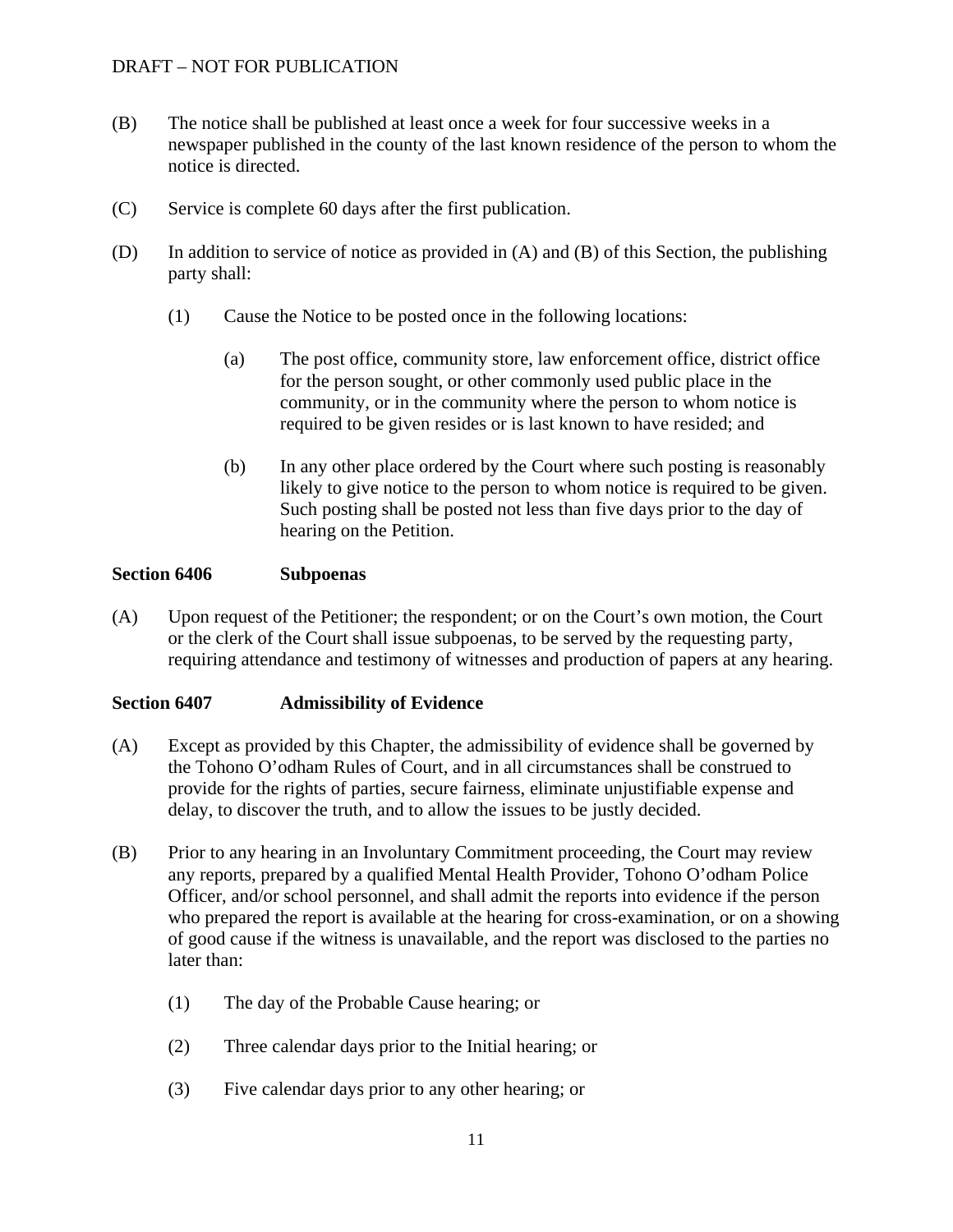(B) The notice shall be published at least once a week for four successive weeks in a newspaper published in the county of the last known residence of the person to whom the notice is directed.

(C) Service is complete 60 days after the first publication.

(D) In addition to service of notice as provided in (A) and (B) of this Section, the publishing party shall:

(1) Cause the Notice to be posted once in the following locations:

(a) The post office, community store, law enforcement office, district office for the person sought, or other commonly used public place in the community, or in the community where the person to whom notice is required to be given resides or is last known to have resided; and

(b) In any other place ordered by the Court where such posting is reasonably likely to give notice to the person to whom notice is required to be given. Such posting shall be posted not less than five days prior to the day of hearing on the Petition.

**Section 6406 Subpoenas**

(A) Upon request of the Petitioner; the respondent; or on the Court's own motion, the Court or the clerk of the Court shall issue subpoenas, to be served by the requesting party, requiring attendance and testimony of witnesses and production of papers at any hearing.

**Section 6407 Admissibility of Evidence**

(A) Except as provided by this Chapter, the admissibility of evidence shall be governed by the Tohono O'odham Rules of Court, and in all circumstances shall be construed to provide for the rights of parties, secure fairness, eliminate unjustifiable expense and delay, to discover the truth, and to allow the issues to be justly decided.

(B) Prior to any hearing in an Involuntary Commitment proceeding, the Court may review any reports, prepared by a qualified Mental Health Provider, Tohono O'odham Police Officer, and/or school personnel, and shall admit the reports into evidence if the person who prepared the report is available at the hearing for cross-examination, or on a showing of good cause if the witness is unavailable, and the report was disclosed to the parties no later than:

(1) The day of the Probable Cause hearing; or

(2) Three calendar days prior to the Initial hearing; or

(3) Five calendar days prior to any other hearing; or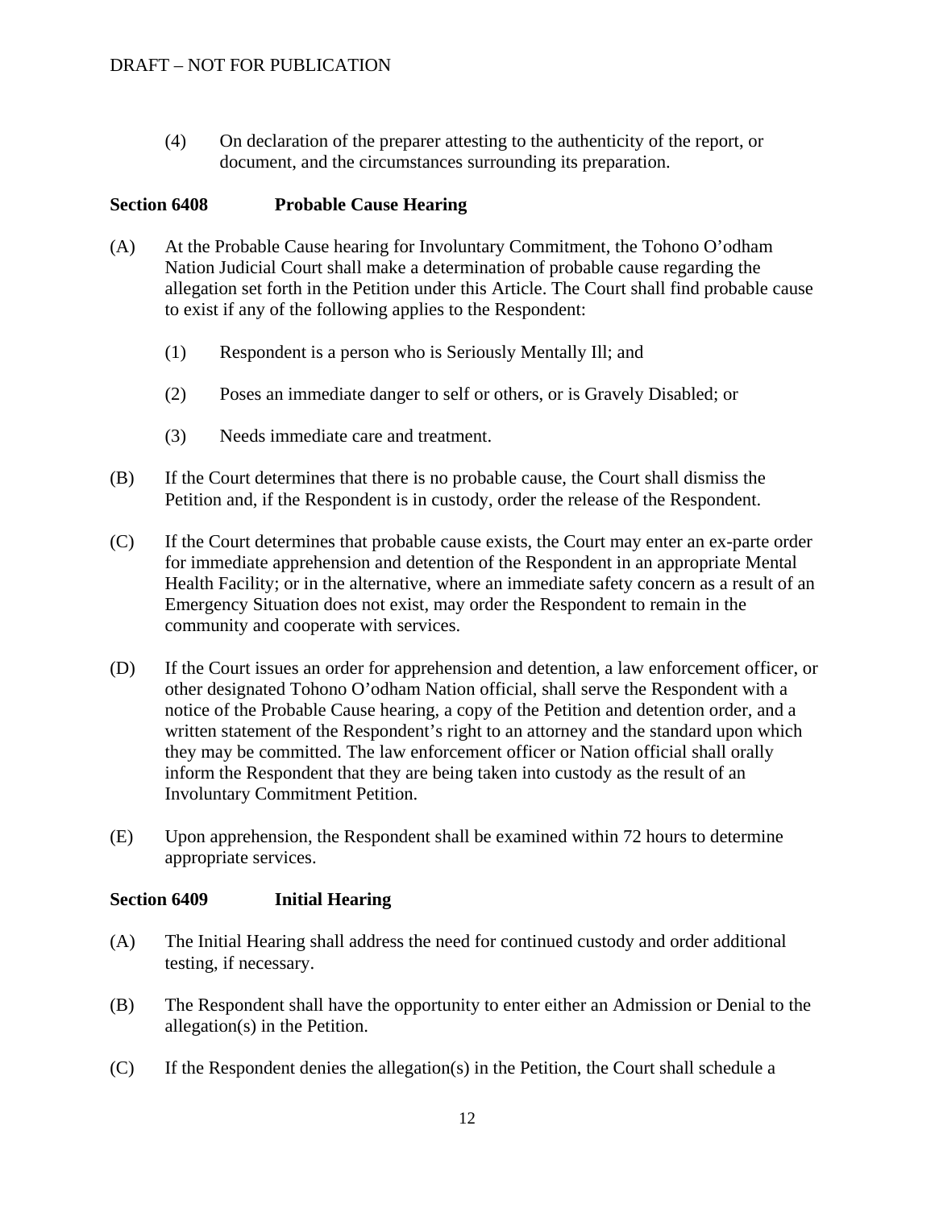(4) On declaration of the preparer attesting to the authenticity of the report, or document, and the circumstances surrounding its preparation.

**Section 6408 Probable Cause Hearing**

(A) At the Probable Cause hearing for Involuntary Commitment, the Tohono O'odham Nation Judicial Court shall make a determination of probable cause regarding the allegation set forth in the Petition under this Article. The Court shall find probable cause to exist if any of the following applies to the Respondent:

(1) Respondent is a person who is Seriously Mentally Ill; and

(2) Poses an immediate danger to self or others, or is Gravely Disabled; or

(3) Needs immediate care and treatment.

(B) If the Court determines that there is no probable cause, the Court shall dismiss the Petition and, if the Respondent is in custody, order the release of the Respondent.

(C) If the Court determines that probable cause exists, the Court may enter an ex-parte order for immediate apprehension and detention of the Respondent in an appropriate Mental Health Facility; or in the alternative, where an immediate safety concern as a result of an Emergency Situation does not exist, may order the Respondent to remain in the community and cooperate with services.

(D) If the Court issues an order for apprehension and detention, a law enforcement officer, or other designated Tohono O'odham Nation official, shall serve the Respondent with a notice of the Probable Cause hearing, a copy of the Petition and detention order, and a written statement of the Respondent's right to an attorney and the standard upon which they may be committed. The law enforcement officer or Nation official shall orally inform the Respondent that they are being taken into custody as the result of an Involuntary Commitment Petition.

(E) Upon apprehension, the Respondent shall be examined within 72 hours to determine appropriate services.

**Section 6409 Initial Hearing**

(A) The Initial Hearing shall address the need for continued custody and order additional testing, if necessary.

(B) The Respondent shall have the opportunity to enter either an Admission or Denial to the allegation(s) in the Petition.

(C) If the Respondent denies the allegation(s) in the Petition, the Court shall schedule a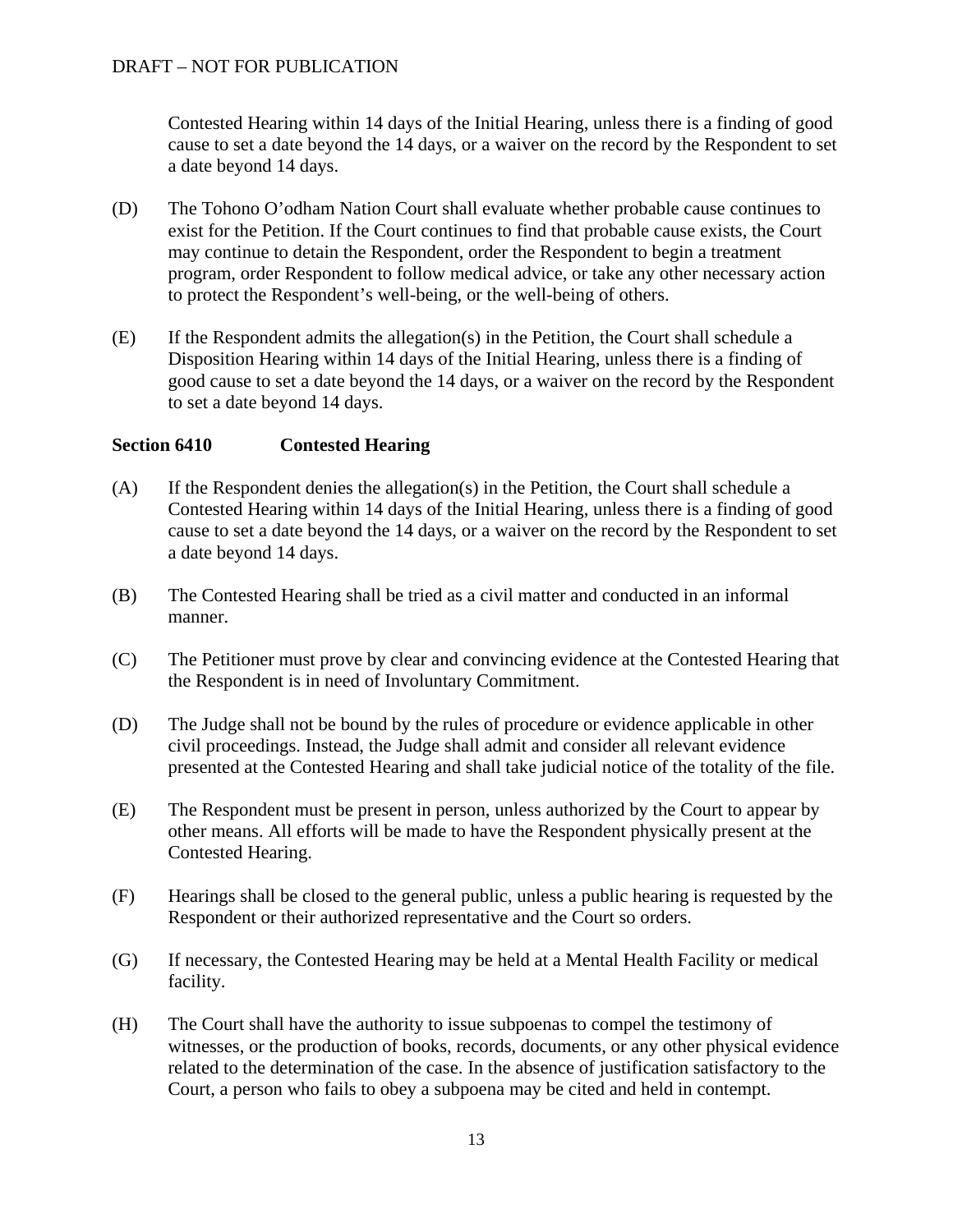Contested Hearing within 14 days of the Initial Hearing, unless there is a finding of good cause to set a date beyond the 14 days, or a waiver on the record by the Respondent to set a date beyond 14 days.

(D) The Tohono O'odham Nation Court shall evaluate whether probable cause continues to exist for the Petition. If the Court continues to find that probable cause exists, the Court may continue to detain the Respondent, order the Respondent to begin a treatment program, order Respondent to follow medical advice, or take any other necessary action to protect the Respondent's well-being, or the well-being of others.

(E) If the Respondent admits the allegation(s) in the Petition, the Court shall schedule a Disposition Hearing within 14 days of the Initial Hearing, unless there is a finding of good cause to set a date beyond the 14 days, or a waiver on the record by the Respondent to set a date beyond 14 days.

**Section 6410 Contested Hearing**

(A) If the Respondent denies the allegation(s) in the Petition, the Court shall schedule a Contested Hearing within 14 days of the Initial Hearing, unless there is a finding of good cause to set a date beyond the 14 days, or a waiver on the record by the Respondent to set a date beyond 14 days.

(B) The Contested Hearing shall be tried as a civil matter and conducted in an informal manner.

(C) The Petitioner must prove by clear and convincing evidence at the Contested Hearing that the Respondent is in need of Involuntary Commitment.

(D) The Judge shall not be bound by the rules of procedure or evidence applicable in other civil proceedings. Instead, the Judge shall admit and consider all relevant evidence presented at the Contested Hearing and shall take judicial notice of the totality of the file.

(E) The Respondent must be present in person, unless authorized by the Court to appear by other means. All efforts will be made to have the Respondent physically present at the Contested Hearing.

(F) Hearings shall be closed to the general public, unless a public hearing is requested by the Respondent or their authorized representative and the Court so orders.

(G) If necessary, the Contested Hearing may be held at a Mental Health Facility or medical facility.

(H) The Court shall have the authority to issue subpoenas to compel the testimony of witnesses, or the production of books, records, documents, or any other physical evidence related to the determination of the case. In the absence of justification satisfactory to the Court, a person who fails to obey a subpoena may be cited and held in contempt.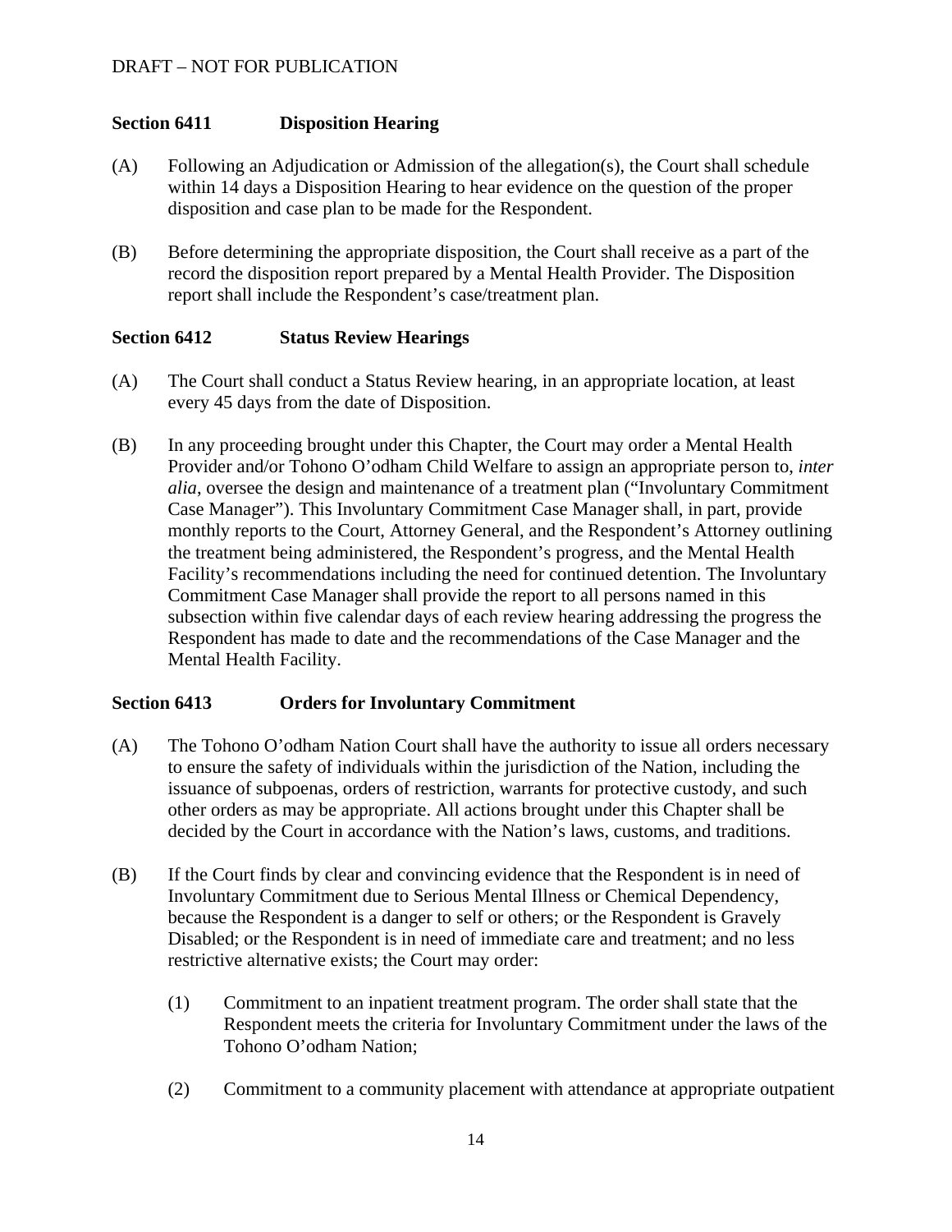### Section 6411 Disposition Hearing

(A) Following an Adjudication or Admission of the allegation(s), the Court shall schedule within 14 days a Disposition Hearing to hear evidence on the question of the proper disposition and case plan to be made for the Respondent.

(B) Before determining the appropriate disposition, the Court shall receive as a part of the record the disposition report prepared by a Mental Health Provider. The Disposition report shall include the Respondent's case/treatment plan.

### Section 6412 Status Review Hearings

(A) The Court shall conduct a Status Review hearing, in an appropriate location, at least every 45 days from the date of Disposition.

(B) In any proceeding brought under this Chapter, the Court may order a Mental Health Provider and/or Tohono O'odham Child Welfare to assign an appropriate person to, *inter alia*, oversee the design and maintenance of a treatment plan ("Involuntary Commitment Case Manager"). This Involuntary Commitment Case Manager shall, in part, provide monthly reports to the Court, Attorney General, and the Respondent's Attorney outlining the treatment being administered, the Respondent's progress, and the Mental Health Facility's recommendations including the need for continued detention. The Involuntary Commitment Case Manager shall provide the report to all persons named in this subsection within five calendar days of each review hearing addressing the progress the Respondent has made to date and the recommendations of the Case Manager and the Mental Health Facility.

### Section 6413 Orders for Involuntary Commitment

(A) The Tohono O'odham Nation Court shall have the authority to issue all orders necessary to ensure the safety of individuals within the jurisdiction of the Nation, including the issuance of subpoenas, orders of restriction, warrants for protective custody, and such other orders as may be appropriate. All actions brought under this Chapter shall be decided by the Court in accordance with the Nation's laws, customs, and traditions.

(B) If the Court finds by clear and convincing evidence that the Respondent is in need of Involuntary Commitment due to Serious Mental Illness or Chemical Dependency, because the Respondent is a danger to self or others; or the Respondent is Gravely Disabled; or the Respondent is in need of immediate care and treatment; and no less restrictive alternative exists; the Court may order:

    (1) Commitment to an inpatient treatment program. The order shall state that the Respondent meets the criteria for Involuntary Commitment under the laws of the Tohono O'odham Nation;

    (2) Commitment to a community placement with attendance at appropriate outpatient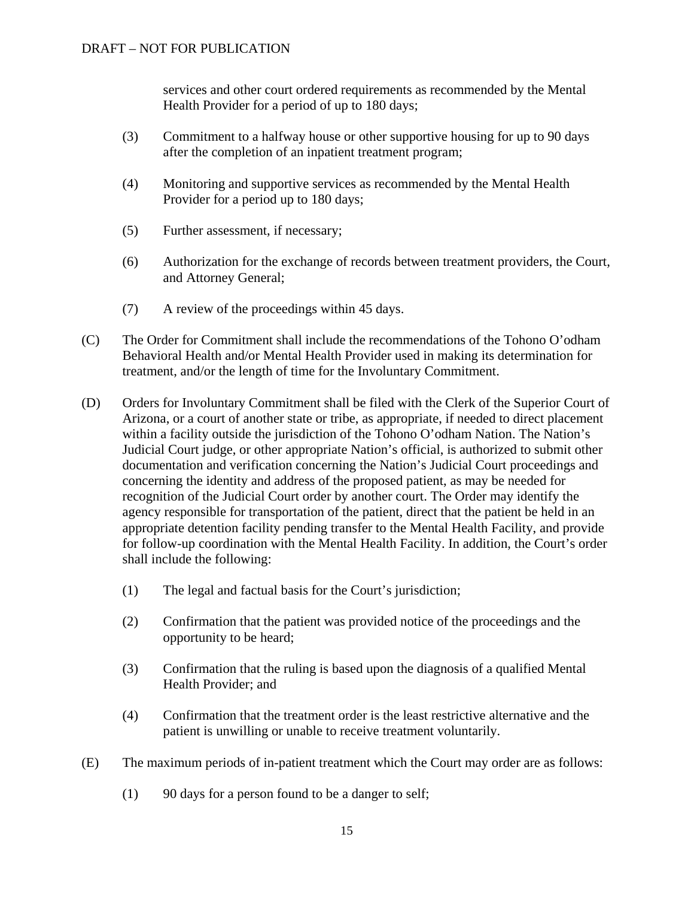services and other court ordered requirements as recommended by the Mental Health Provider for a period of up to 180 days;

(3) Commitment to a halfway house or other supportive housing for up to 90 days after the completion of an inpatient treatment program;

(4) Monitoring and supportive services as recommended by the Mental Health Provider for a period up to 180 days;

(5) Further assessment, if necessary;

(6) Authorization for the exchange of records between treatment providers, the Court, and Attorney General;

(7) A review of the proceedings within 45 days.

(C) The Order for Commitment shall include the recommendations of the Tohono O'odham Behavioral Health and/or Mental Health Provider used in making its determination for treatment, and/or the length of time for the Involuntary Commitment.

(D) Orders for Involuntary Commitment shall be filed with the Clerk of the Superior Court of Arizona, or a court of another state or tribe, as appropriate, if needed to direct placement within a facility outside the jurisdiction of the Tohono O'odham Nation. The Nation's Judicial Court judge, or other appropriate Nation's official, is authorized to submit other documentation and verification concerning the Nation's Judicial Court proceedings and concerning the identity and address of the proposed patient, as may be needed for recognition of the Judicial Court order by another court. The Order may identify the agency responsible for transportation of the patient, direct that the patient be held in an appropriate detention facility pending transfer to the Mental Health Facility, and provide for follow-up coordination with the Mental Health Facility. In addition, the Court's order shall include the following:

(1) The legal and factual basis for the Court's jurisdiction;

(2) Confirmation that the patient was provided notice of the proceedings and the opportunity to be heard;

(3) Confirmation that the ruling is based upon the diagnosis of a qualified Mental Health Provider; and

(4) Confirmation that the treatment order is the least restrictive alternative and the patient is unwilling or unable to receive treatment voluntarily.

(E) The maximum periods of in-patient treatment which the Court may order are as follows:

(1) 90 days for a person found to be a danger to self;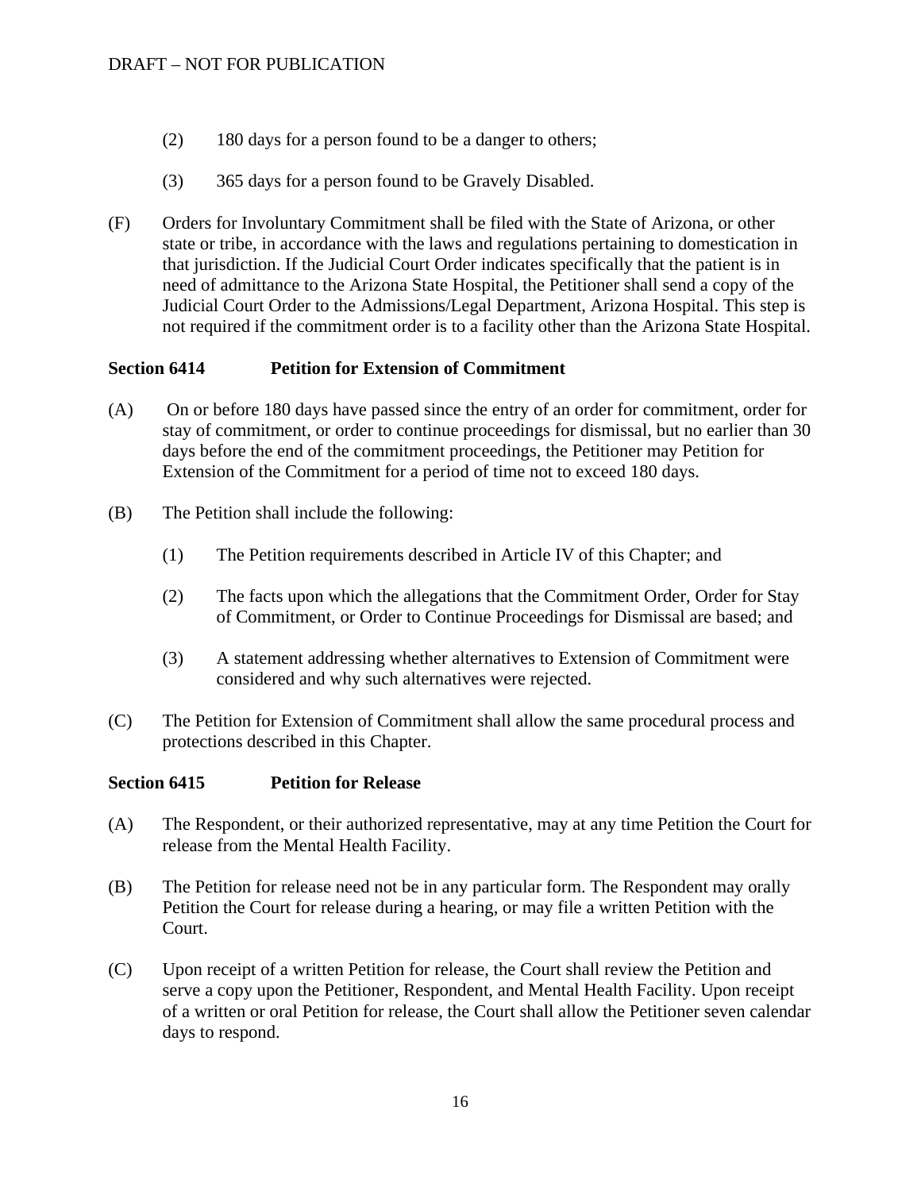(2) 180 days for a person found to be a danger to others;

(3) 365 days for a person found to be Gravely Disabled.

(F) Orders for Involuntary Commitment shall be filed with the State of Arizona, or other state or tribe, in accordance with the laws and regulations pertaining to domestication in that jurisdiction. If the Judicial Court Order indicates specifically that the patient is in need of admittance to the Arizona State Hospital, the Petitioner shall send a copy of the Judicial Court Order to the Admissions/Legal Department, Arizona Hospital. This step is not required if the commitment order is to a facility other than the Arizona State Hospital.

**Section 6414 Petition for Extension of Commitment**

(A) On or before 180 days have passed since the entry of an order for commitment, order for stay of commitment, or order to continue proceedings for dismissal, but no earlier than 30 days before the end of the commitment proceedings, the Petitioner may Petition for Extension of the Commitment for a period of time not to exceed 180 days.

(B) The Petition shall include the following:

(1) The Petition requirements described in Article IV of this Chapter; and

(2) The facts upon which the allegations that the Commitment Order, Order for Stay of Commitment, or Order to Continue Proceedings for Dismissal are based; and

(3) A statement addressing whether alternatives to Extension of Commitment were considered and why such alternatives were rejected.

(C) The Petition for Extension of Commitment shall allow the same procedural process and protections described in this Chapter.

**Section 6415 Petition for Release**

(A) The Respondent, or their authorized representative, may at any time Petition the Court for release from the Mental Health Facility.

(B) The Petition for release need not be in any particular form. The Respondent may orally Petition the Court for release during a hearing, or may file a written Petition with the Court.

(C) Upon receipt of a written Petition for release, the Court shall review the Petition and serve a copy upon the Petitioner, Respondent, and Mental Health Facility. Upon receipt of a written or oral Petition for release, the Court shall allow the Petitioner seven calendar days to respond.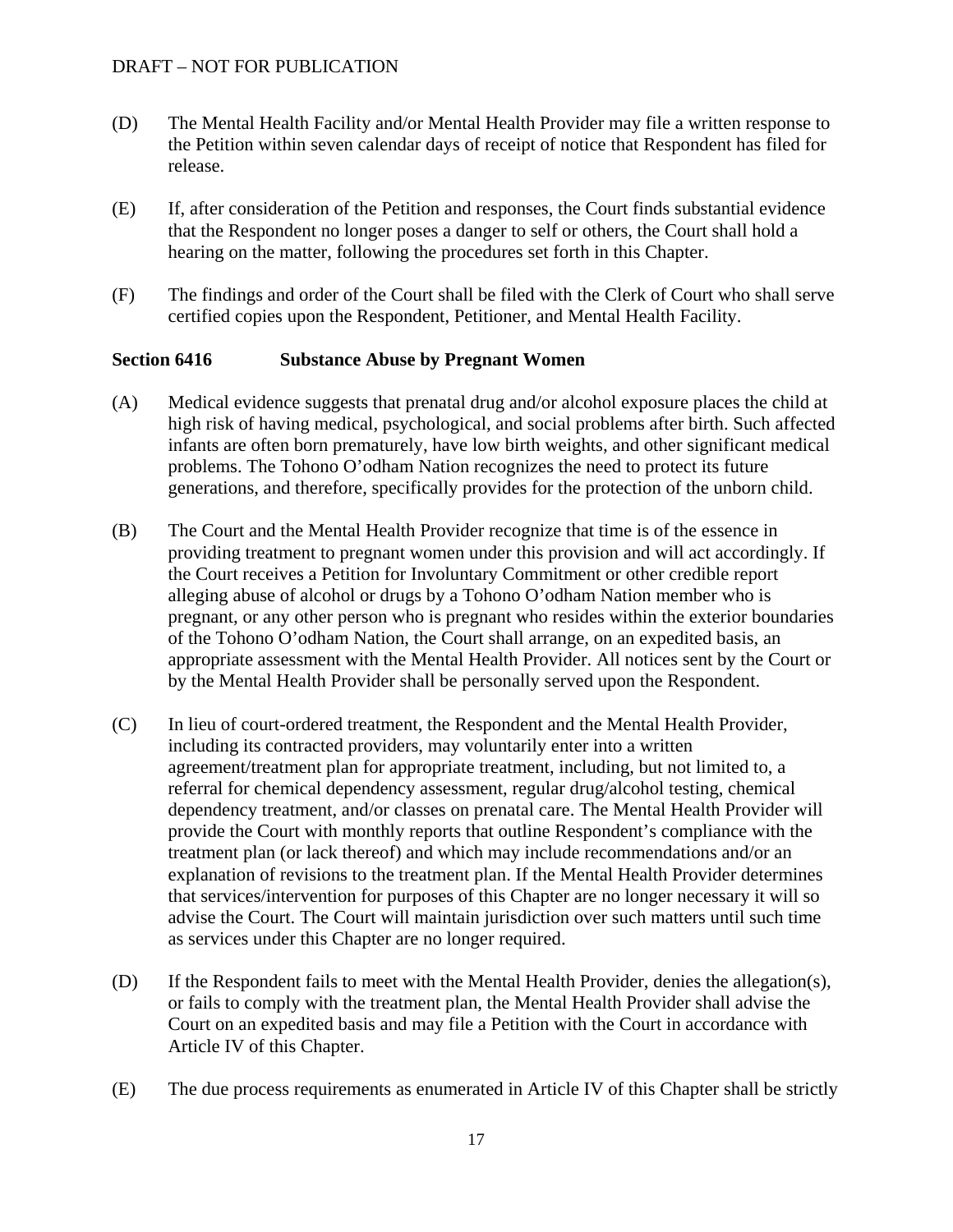(D) The Mental Health Facility and/or Mental Health Provider may file a written response to the Petition within seven calendar days of receipt of notice that Respondent has filed for release.

(E) If, after consideration of the Petition and responses, the Court finds substantial evidence that the Respondent no longer poses a danger to self or others, the Court shall hold a hearing on the matter, following the procedures set forth in this Chapter.

(F) The findings and order of the Court shall be filed with the Clerk of Court who shall serve certified copies upon the Respondent, Petitioner, and Mental Health Facility.

**Section 6416 Substance Abuse by Pregnant Women**

(A) Medical evidence suggests that prenatal drug and/or alcohol exposure places the child at high risk of having medical, psychological, and social problems after birth. Such affected infants are often born prematurely, have low birth weights, and other significant medical problems. The Tohono O'odham Nation recognizes the need to protect its future generations, and therefore, specifically provides for the protection of the unborn child.

(B) The Court and the Mental Health Provider recognize that time is of the essence in providing treatment to pregnant women under this provision and will act accordingly. If the Court receives a Petition for Involuntary Commitment or other credible report alleging abuse of alcohol or drugs by a Tohono O'odham Nation member who is pregnant, or any other person who is pregnant who resides within the exterior boundaries of the Tohono O'odham Nation, the Court shall arrange, on an expedited basis, an appropriate assessment with the Mental Health Provider. All notices sent by the Court or by the Mental Health Provider shall be personally served upon the Respondent.

(C) In lieu of court-ordered treatment, the Respondent and the Mental Health Provider, including its contracted providers, may voluntarily enter into a written agreement/treatment plan for appropriate treatment, including, but not limited to, a referral for chemical dependency assessment, regular drug/alcohol testing, chemical dependency treatment, and/or classes on prenatal care. The Mental Health Provider will provide the Court with monthly reports that outline Respondent's compliance with the treatment plan (or lack thereof) and which may include recommendations and/or an explanation of revisions to the treatment plan. If the Mental Health Provider determines that services/intervention for purposes of this Chapter are no longer necessary it will so advise the Court. The Court will maintain jurisdiction over such matters until such time as services under this Chapter are no longer required.

(D) If the Respondent fails to meet with the Mental Health Provider, denies the allegation(s), or fails to comply with the treatment plan, the Mental Health Provider shall advise the Court on an expedited basis and may file a Petition with the Court in accordance with Article IV of this Chapter.

(E) The due process requirements as enumerated in Article IV of this Chapter shall be strictly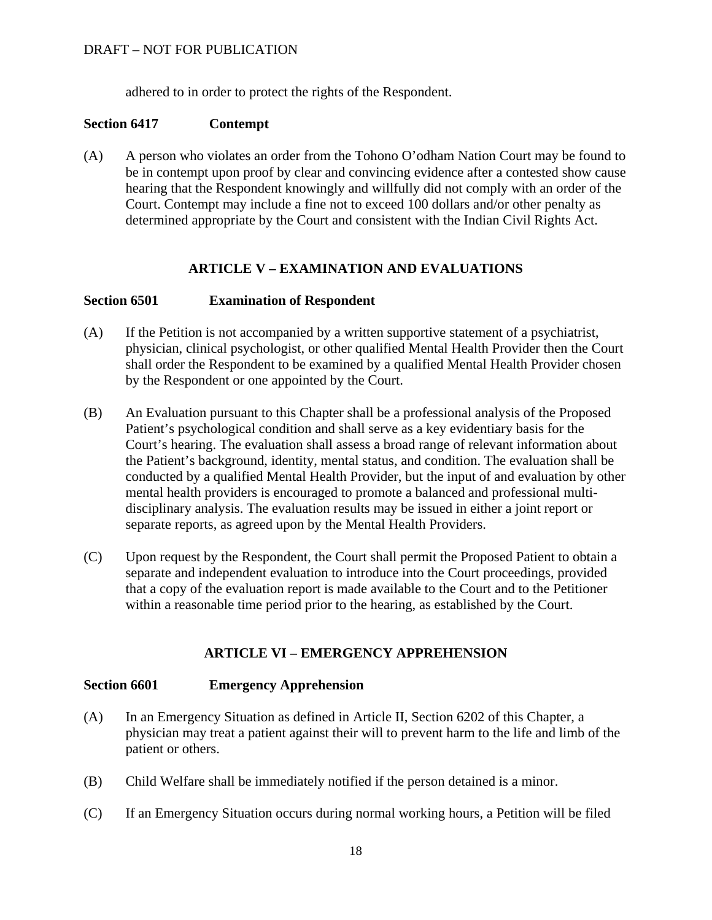adhered to in order to protect the rights of the Respondent.

**Section 6417 Contempt**

(A) A person who violates an order from the Tohono O'odham Nation Court may be found to be in contempt upon proof by clear and convincing evidence after a contested show cause hearing that the Respondent knowingly and willfully did not comply with an order of the Court. Contempt may include a fine not to exceed 100 dollars and/or other penalty as determined appropriate by the Court and consistent with the Indian Civil Rights Act.

## ARTICLE V – EXAMINATION AND EVALUATIONS

**Section 6501 Examination of Respondent**

(A) If the Petition is not accompanied by a written supportive statement of a psychiatrist, physician, clinical psychologist, or other qualified Mental Health Provider then the Court shall order the Respondent to be examined by a qualified Mental Health Provider chosen by the Respondent or one appointed by the Court.

(B) An Evaluation pursuant to this Chapter shall be a professional analysis of the Proposed Patient's psychological condition and shall serve as a key evidentiary basis for the Court's hearing. The evaluation shall assess a broad range of relevant information about the Patient's background, identity, mental status, and condition. The evaluation shall be conducted by a qualified Mental Health Provider, but the input of and evaluation by other mental health providers is encouraged to promote a balanced and professional multi-disciplinary analysis. The evaluation results may be issued in either a joint report or separate reports, as agreed upon by the Mental Health Providers.

(C) Upon request by the Respondent, the Court shall permit the Proposed Patient to obtain a separate and independent evaluation to introduce into the Court proceedings, provided that a copy of the evaluation report is made available to the Court and to the Petitioner within a reasonable time period prior to the hearing, as established by the Court.

## ARTICLE VI – EMERGENCY APPREHENSION

**Section 6601 Emergency Apprehension**

(A) In an Emergency Situation as defined in Article II, Section 6202 of this Chapter, a physician may treat a patient against their will to prevent harm to the life and limb of the patient or others.

(B) Child Welfare shall be immediately notified if the person detained is a minor.

(C) If an Emergency Situation occurs during normal working hours, a Petition will be filed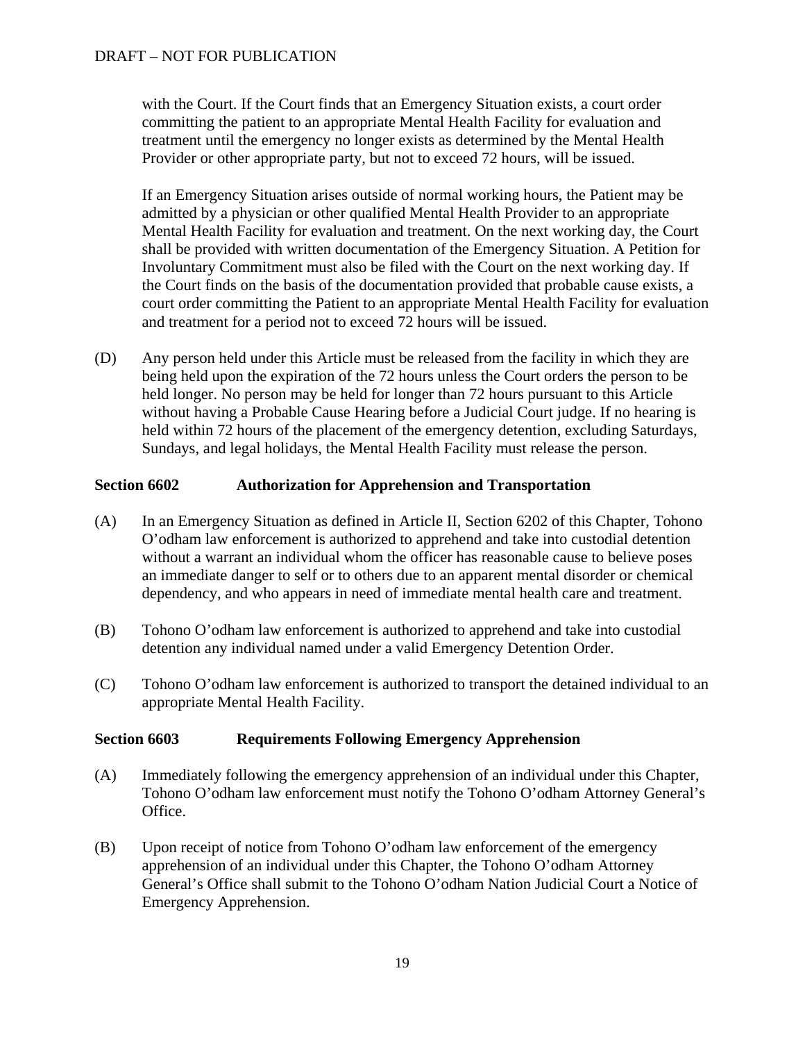with the Court. If the Court finds that an Emergency Situation exists, a court order committing the patient to an appropriate Mental Health Facility for evaluation and treatment until the emergency no longer exists as determined by the Mental Health Provider or other appropriate party, but not to exceed 72 hours, will be issued.

If an Emergency Situation arises outside of normal working hours, the Patient may be admitted by a physician or other qualified Mental Health Provider to an appropriate Mental Health Facility for evaluation and treatment. On the next working day, the Court shall be provided with written documentation of the Emergency Situation. A Petition for Involuntary Commitment must also be filed with the Court on the next working day. If the Court finds on the basis of the documentation provided that probable cause exists, a court order committing the Patient to an appropriate Mental Health Facility for evaluation and treatment for a period not to exceed 72 hours will be issued.

(D) Any person held under this Article must be released from the facility in which they are being held upon the expiration of the 72 hours unless the Court orders the person to be held longer. No person may be held for longer than 72 hours pursuant to this Article without having a Probable Cause Hearing before a Judicial Court judge. If no hearing is held within 72 hours of the placement of the emergency detention, excluding Saturdays, Sundays, and legal holidays, the Mental Health Facility must release the person.

**Section 6602 Authorization for Apprehension and Transportation**

(A) In an Emergency Situation as defined in Article II, Section 6202 of this Chapter, Tohono O'odham law enforcement is authorized to apprehend and take into custodial detention without a warrant an individual whom the officer has reasonable cause to believe poses an immediate danger to self or to others due to an apparent mental disorder or chemical dependency, and who appears in need of immediate mental health care and treatment.

(B) Tohono O'odham law enforcement is authorized to apprehend and take into custodial detention any individual named under a valid Emergency Detention Order.

(C) Tohono O'odham law enforcement is authorized to transport the detained individual to an appropriate Mental Health Facility.

**Section 6603 Requirements Following Emergency Apprehension**

(A) Immediately following the emergency apprehension of an individual under this Chapter, Tohono O'odham law enforcement must notify the Tohono O'odham Attorney General's Office.

(B) Upon receipt of notice from Tohono O'odham law enforcement of the emergency apprehension of an individual under this Chapter, the Tohono O'odham Attorney General's Office shall submit to the Tohono O'odham Nation Judicial Court a Notice of Emergency Apprehension.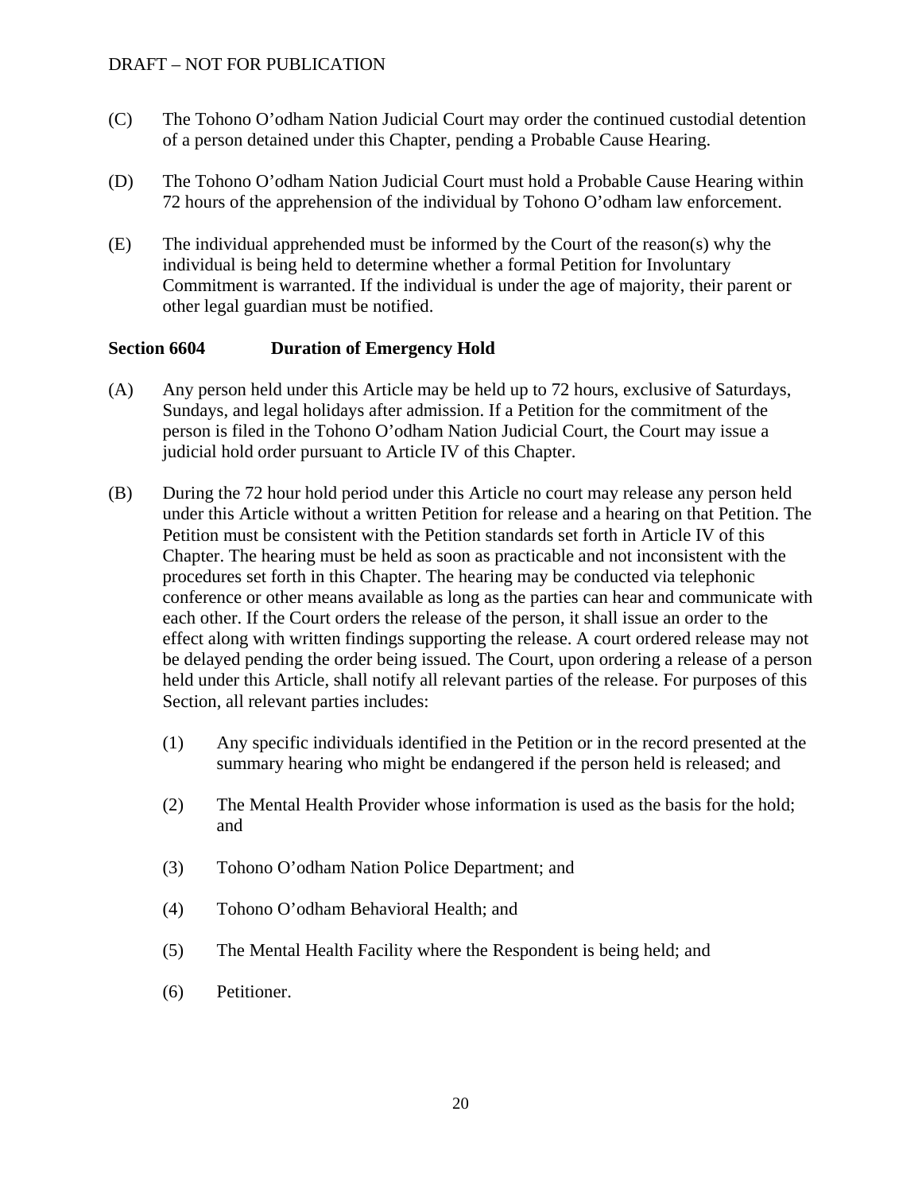(C) The Tohono O'odham Nation Judicial Court may order the continued custodial detention of a person detained under this Chapter, pending a Probable Cause Hearing.

(D) The Tohono O'odham Nation Judicial Court must hold a Probable Cause Hearing within 72 hours of the apprehension of the individual by Tohono O'odham law enforcement.

(E) The individual apprehended must be informed by the Court of the reason(s) why the individual is being held to determine whether a formal Petition for Involuntary Commitment is warranted. If the individual is under the age of majority, their parent or other legal guardian must be notified.

**Section 6604 Duration of Emergency Hold**

(A) Any person held under this Article may be held up to 72 hours, exclusive of Saturdays, Sundays, and legal holidays after admission. If a Petition for the commitment of the person is filed in the Tohono O'odham Nation Judicial Court, the Court may issue a judicial hold order pursuant to Article IV of this Chapter.

(B) During the 72 hour hold period under this Article no court may release any person held under this Article without a written Petition for release and a hearing on that Petition. The Petition must be consistent with the Petition standards set forth in Article IV of this Chapter. The hearing must be held as soon as practicable and not inconsistent with the procedures set forth in this Chapter. The hearing may be conducted via telephonic conference or other means available as long as the parties can hear and communicate with each other. If the Court orders the release of the person, it shall issue an order to the effect along with written findings supporting the release. A court ordered release may not be delayed pending the order being issued. The Court, upon ordering a release of a person held under this Article, shall notify all relevant parties of the release. For purposes of this Section, all relevant parties includes:

(1) Any specific individuals identified in the Petition or in the record presented at the summary hearing who might be endangered if the person held is released; and

(2) The Mental Health Provider whose information is used as the basis for the hold; and

(3) Tohono O'odham Nation Police Department; and

(4) Tohono O'odham Behavioral Health; and

(5) The Mental Health Facility where the Respondent is being held; and

(6) Petitioner.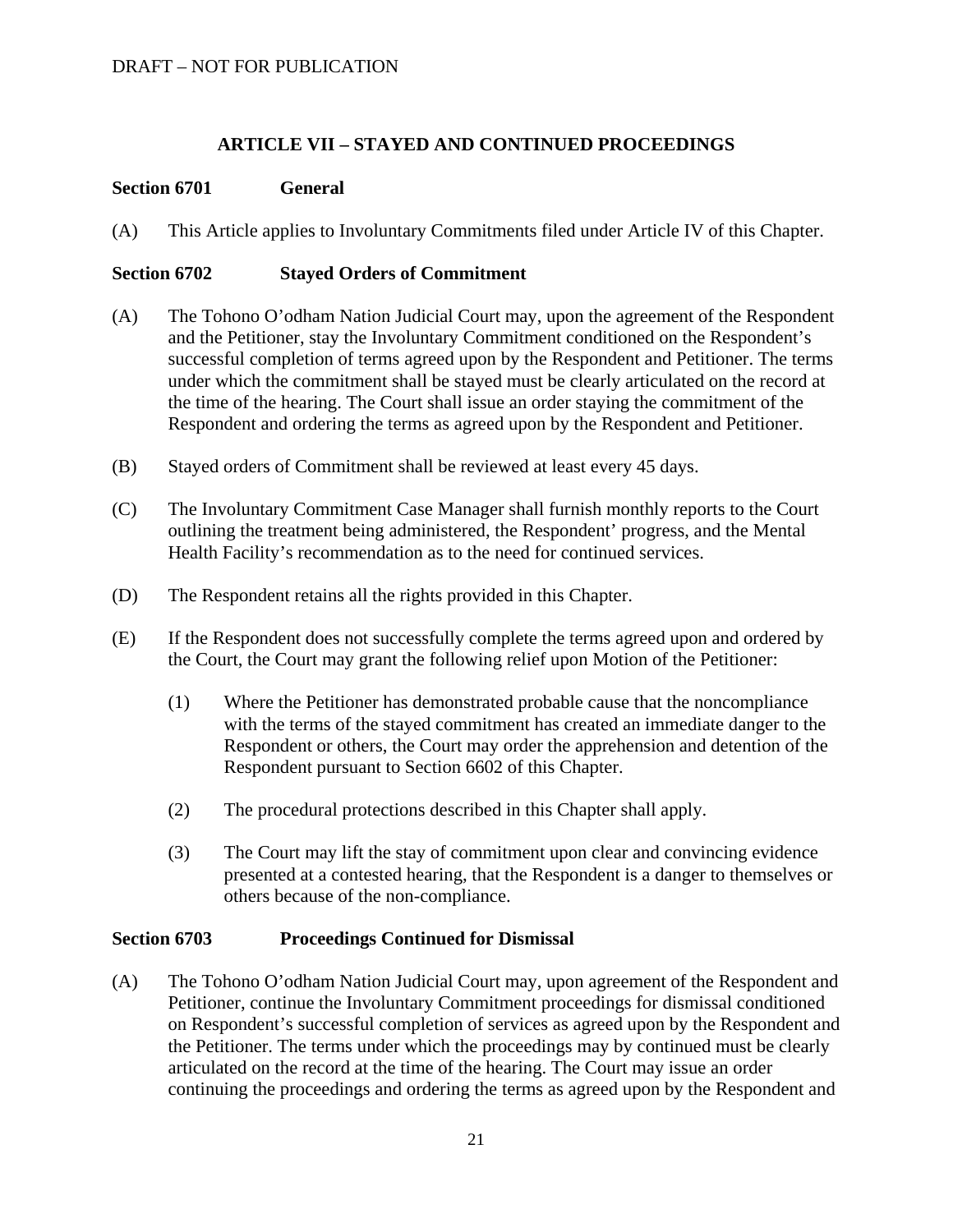DRAFT – NOT FOR PUBLICATION

## ARTICLE VII – STAYED AND CONTINUED PROCEEDINGS

**Section 6701 General**

(A) This Article applies to Involuntary Commitments filed under Article IV of this Chapter.

**Section 6702 Stayed Orders of Commitment**

(A) The Tohono O'odham Nation Judicial Court may, upon the agreement of the Respondent and the Petitioner, stay the Involuntary Commitment conditioned on the Respondent's successful completion of terms agreed upon by the Respondent and Petitioner. The terms under which the commitment shall be stayed must be clearly articulated on the record at the time of the hearing. The Court shall issue an order staying the commitment of the Respondent and ordering the terms as agreed upon by the Respondent and Petitioner.

(B) Stayed orders of Commitment shall be reviewed at least every 45 days.

(C) The Involuntary Commitment Case Manager shall furnish monthly reports to the Court outlining the treatment being administered, the Respondent' progress, and the Mental Health Facility's recommendation as to the need for continued services.

(D) The Respondent retains all the rights provided in this Chapter.

(E) If the Respondent does not successfully complete the terms agreed upon and ordered by the Court, the Court may grant the following relief upon Motion of the Petitioner:

> (1) Where the Petitioner has demonstrated probable cause that the noncompliance with the terms of the stayed commitment has created an immediate danger to the Respondent or others, the Court may order the apprehension and detention of the Respondent pursuant to Section 6602 of this Chapter.
>
> (2) The procedural protections described in this Chapter shall apply.
>
> (3) The Court may lift the stay of commitment upon clear and convincing evidence presented at a contested hearing, that the Respondent is a danger to themselves or others because of the non-compliance.

**Section 6703 Proceedings Continued for Dismissal**

(A) The Tohono O'odham Nation Judicial Court may, upon agreement of the Respondent and Petitioner, continue the Involuntary Commitment proceedings for dismissal conditioned on Respondent's successful completion of services as agreed upon by the Respondent and the Petitioner. The terms under which the proceedings may by continued must be clearly articulated on the record at the time of the hearing. The Court may issue an order continuing the proceedings and ordering the terms as agreed upon by the Respondent and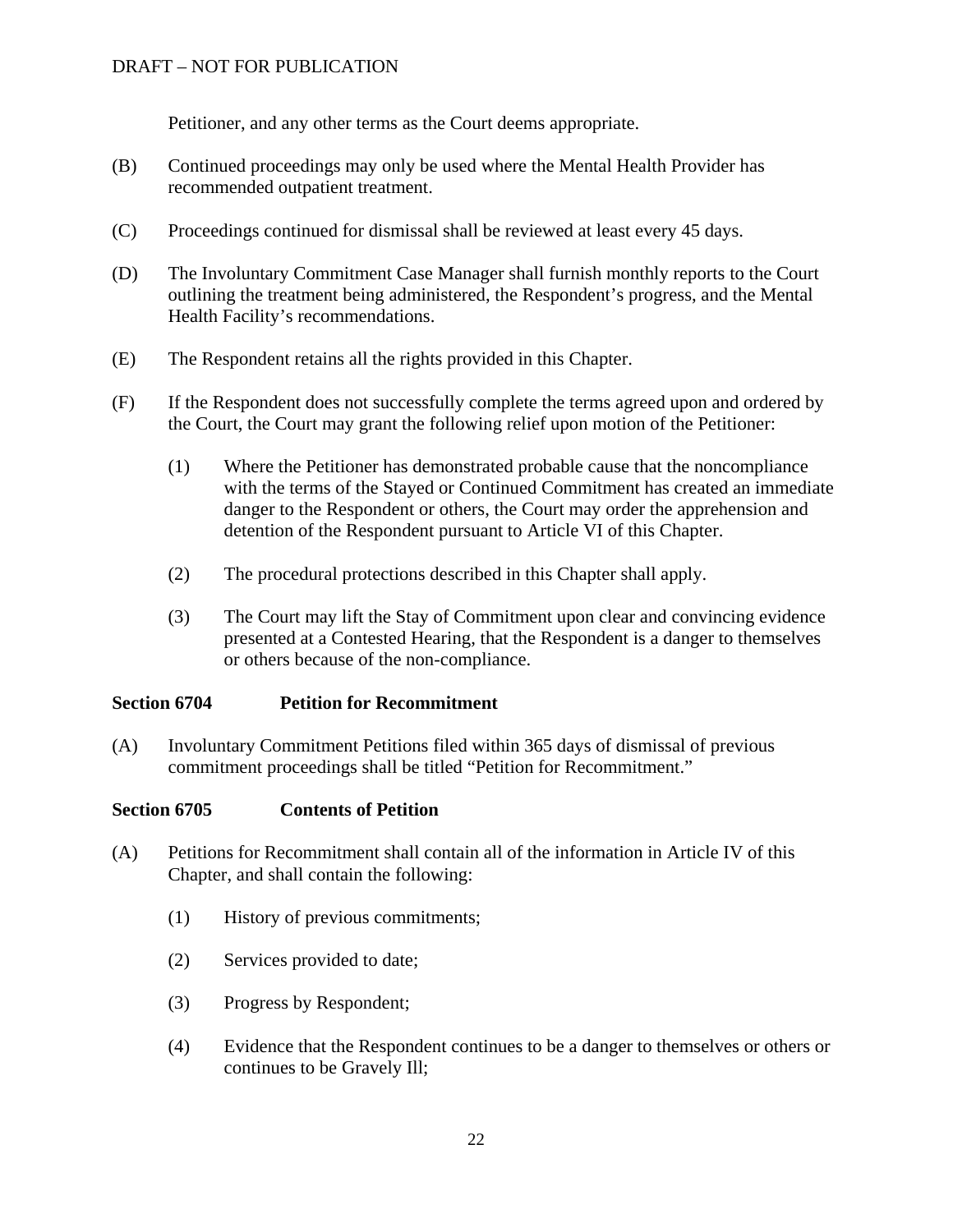Petitioner, and any other terms as the Court deems appropriate.

(B) Continued proceedings may only be used where the Mental Health Provider has recommended outpatient treatment.

(C) Proceedings continued for dismissal shall be reviewed at least every 45 days.

(D) The Involuntary Commitment Case Manager shall furnish monthly reports to the Court outlining the treatment being administered, the Respondent's progress, and the Mental Health Facility's recommendations.

(E) The Respondent retains all the rights provided in this Chapter.

(F) If the Respondent does not successfully complete the terms agreed upon and ordered by the Court, the Court may grant the following relief upon motion of the Petitioner:

> (1) Where the Petitioner has demonstrated probable cause that the noncompliance with the terms of the Stayed or Continued Commitment has created an immediate danger to the Respondent or others, the Court may order the apprehension and detention of the Respondent pursuant to Article VI of this Chapter.
>
> (2) The procedural protections described in this Chapter shall apply.
>
> (3) The Court may lift the Stay of Commitment upon clear and convincing evidence presented at a Contested Hearing, that the Respondent is a danger to themselves or others because of the non-compliance.

**Section 6704 Petition for Recommitment**

(A) Involuntary Commitment Petitions filed within 365 days of dismissal of previous commitment proceedings shall be titled "Petition for Recommitment."

**Section 6705 Contents of Petition**

(A) Petitions for Recommitment shall contain all of the information in Article IV of this Chapter, and shall contain the following:

> (1) History of previous commitments;
>
> (2) Services provided to date;
>
> (3) Progress by Respondent;
>
> (4) Evidence that the Respondent continues to be a danger to themselves or others or continues to be Gravely Ill;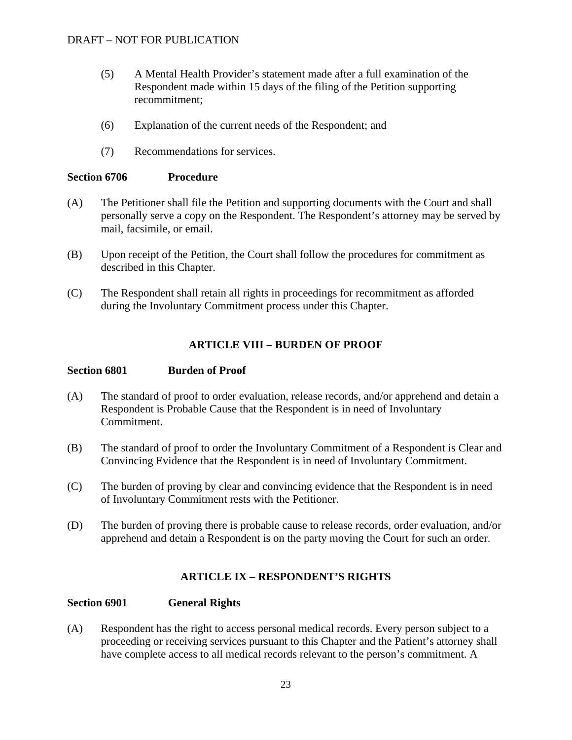(5) A Mental Health Provider's statement made after a full examination of the Respondent made within 15 days of the filing of the Petition supporting recommitment;

(6) Explanation of the current needs of the Respondent; and

(7) Recommendations for services.

**Section 6706 Procedure**

(A) The Petitioner shall file the Petition and supporting documents with the Court and shall personally serve a copy on the Respondent. The Respondent's attorney may be served by mail, facsimile, or email.

(B) Upon receipt of the Petition, the Court shall follow the procedures for commitment as described in this Chapter.

(C) The Respondent shall retain all rights in proceedings for recommitment as afforded during the Involuntary Commitment process under this Chapter.

## ARTICLE VIII – BURDEN OF PROOF

**Section 6801 Burden of Proof**

(A) The standard of proof to order evaluation, release records, and/or apprehend and detain a Respondent is Probable Cause that the Respondent is in need of Involuntary Commitment.

(B) The standard of proof to order the Involuntary Commitment of a Respondent is Clear and Convincing Evidence that the Respondent is in need of Involuntary Commitment.

(C) The burden of proving by clear and convincing evidence that the Respondent is in need of Involuntary Commitment rests with the Petitioner.

(D) The burden of proving there is probable cause to release records, order evaluation, and/or apprehend and detain a Respondent is on the party moving the Court for such an order.

## ARTICLE IX – RESPONDENT'S RIGHTS

**Section 6901 General Rights**

(A) Respondent has the right to access personal medical records. Every person subject to a proceeding or receiving services pursuant to this Chapter and the Patient's attorney shall have complete access to all medical records relevant to the person's commitment. A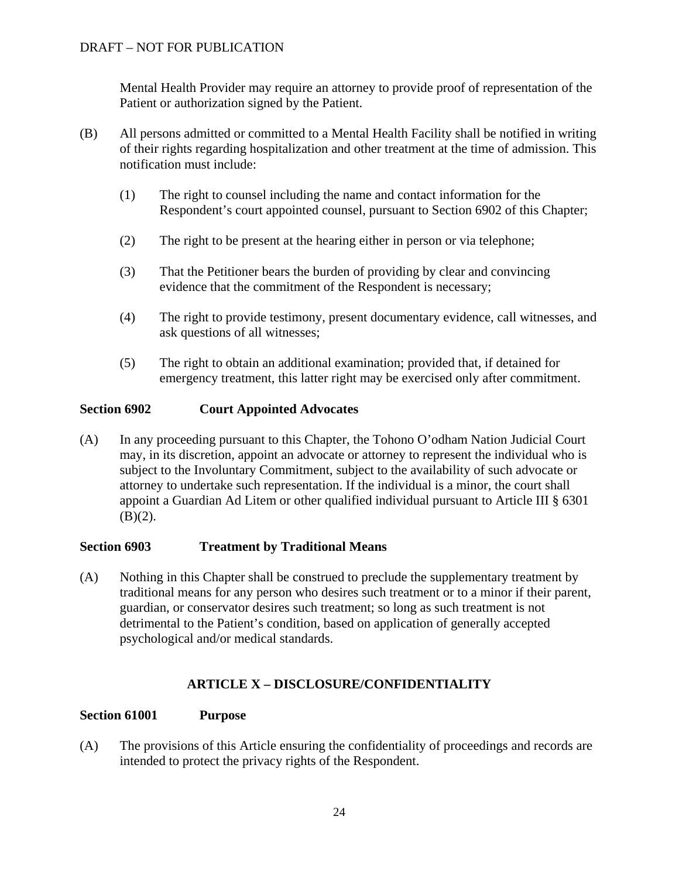Mental Health Provider may require an attorney to provide proof of representation of the Patient or authorization signed by the Patient.

(B) All persons admitted or committed to a Mental Health Facility shall be notified in writing of their rights regarding hospitalization and other treatment at the time of admission. This notification must include:

(1) The right to counsel including the name and contact information for the Respondent's court appointed counsel, pursuant to Section 6902 of this Chapter;

(2) The right to be present at the hearing either in person or via telephone;

(3) That the Petitioner bears the burden of providing by clear and convincing evidence that the commitment of the Respondent is necessary;

(4) The right to provide testimony, present documentary evidence, call witnesses, and ask questions of all witnesses;

(5) The right to obtain an additional examination; provided that, if detained for emergency treatment, this latter right may be exercised only after commitment.

**Section 6902 Court Appointed Advocates**

(A) In any proceeding pursuant to this Chapter, the Tohono O'odham Nation Judicial Court may, in its discretion, appoint an advocate or attorney to represent the individual who is subject to the Involuntary Commitment, subject to the availability of such advocate or attorney to undertake such representation. If the individual is a minor, the court shall appoint a Guardian Ad Litem or other qualified individual pursuant to Article III § 6301 (B)(2).

**Section 6903 Treatment by Traditional Means**

(A) Nothing in this Chapter shall be construed to preclude the supplementary treatment by traditional means for any person who desires such treatment or to a minor if their parent, guardian, or conservator desires such treatment; so long as such treatment is not detrimental to the Patient's condition, based on application of generally accepted psychological and/or medical standards.

## ARTICLE X – DISCLOSURE/CONFIDENTIALITY

**Section 61001 Purpose**

(A) The provisions of this Article ensuring the confidentiality of proceedings and records are intended to protect the privacy rights of the Respondent.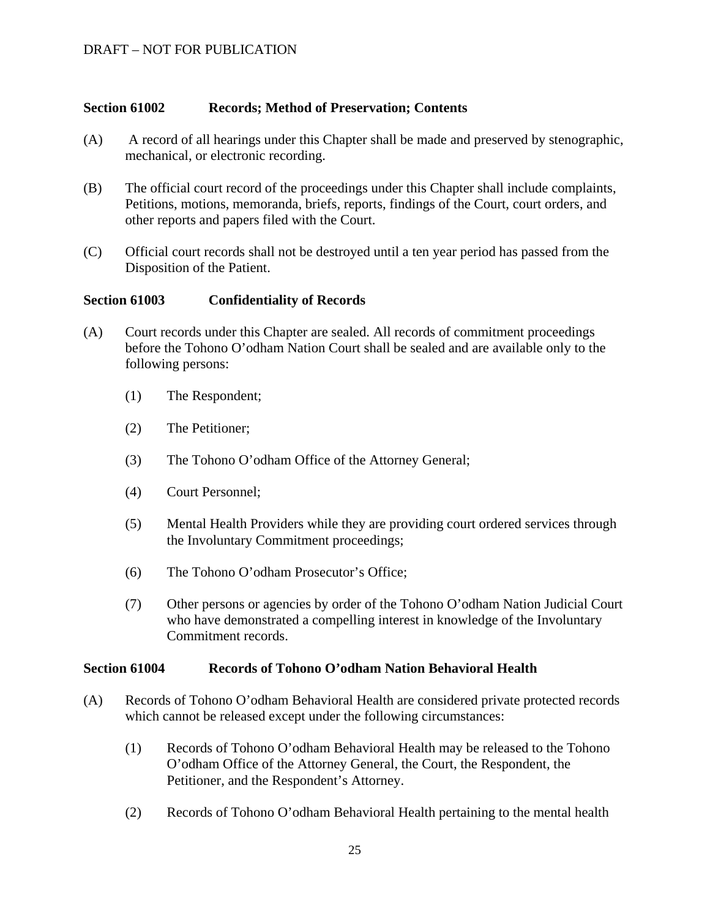### Section 61002 Records; Method of Preservation; Contents

(A) A record of all hearings under this Chapter shall be made and preserved by stenographic, mechanical, or electronic recording.

(B) The official court record of the proceedings under this Chapter shall include complaints, Petitions, motions, memoranda, briefs, reports, findings of the Court, court orders, and other reports and papers filed with the Court.

(C) Official court records shall not be destroyed until a ten year period has passed from the Disposition of the Patient.

### Section 61003 Confidentiality of Records

(A) Court records under this Chapter are sealed. All records of commitment proceedings before the Tohono O'odham Nation Court shall be sealed and are available only to the following persons:

   (1) The Respondent;

   (2) The Petitioner;

   (3) The Tohono O'odham Office of the Attorney General;

   (4) Court Personnel;

   (5) Mental Health Providers while they are providing court ordered services through the Involuntary Commitment proceedings;

   (6) The Tohono O'odham Prosecutor's Office;

   (7) Other persons or agencies by order of the Tohono O'odham Nation Judicial Court who have demonstrated a compelling interest in knowledge of the Involuntary Commitment records.

### Section 61004 Records of Tohono O'odham Nation Behavioral Health

(A) Records of Tohono O'odham Behavioral Health are considered private protected records which cannot be released except under the following circumstances:

   (1) Records of Tohono O'odham Behavioral Health may be released to the Tohono O'odham Office of the Attorney General, the Court, the Respondent, the Petitioner, and the Respondent's Attorney.

   (2) Records of Tohono O'odham Behavioral Health pertaining to the mental health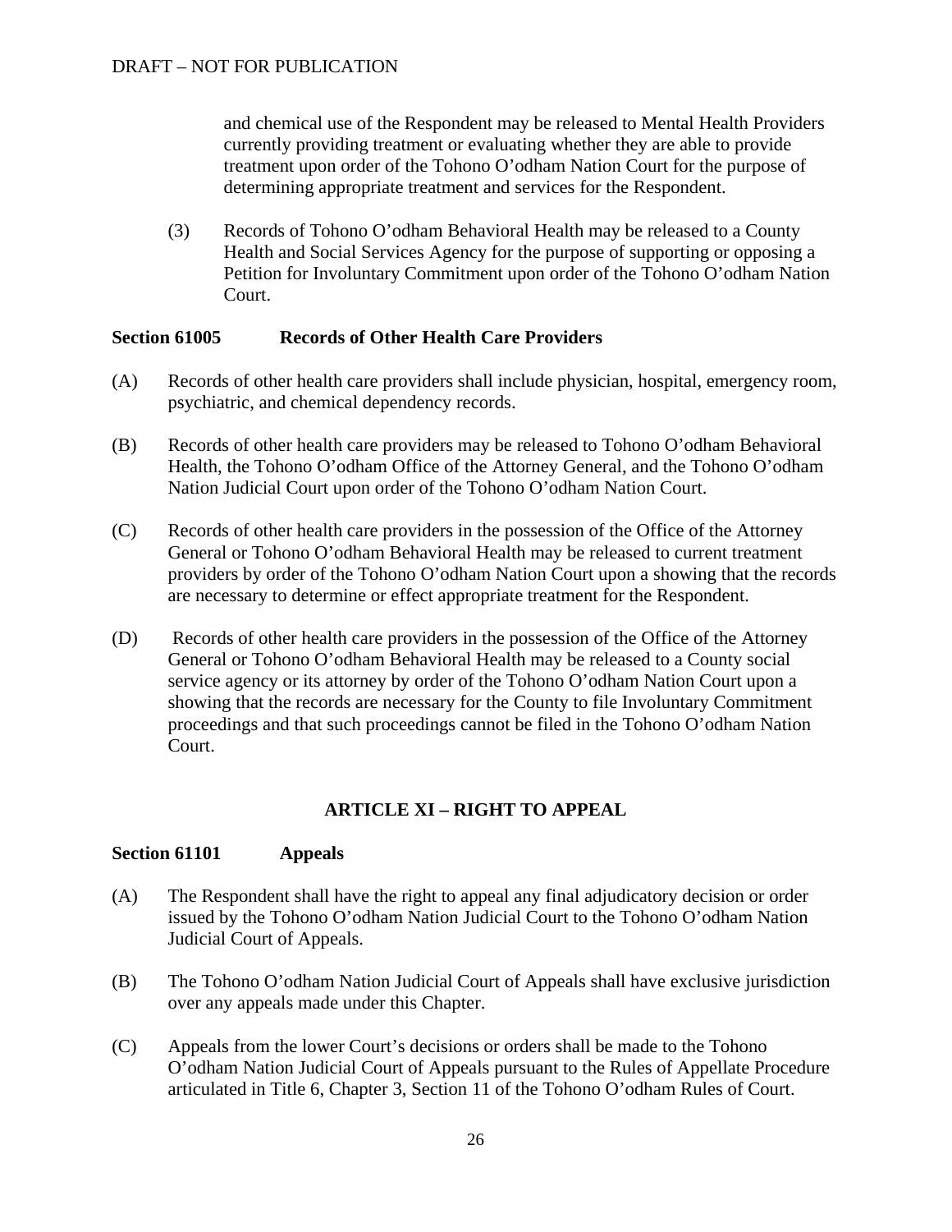and chemical use of the Respondent may be released to Mental Health Providers currently providing treatment or evaluating whether they are able to provide treatment upon order of the Tohono O'odham Nation Court for the purpose of determining appropriate treatment and services for the Respondent.

(3) Records of Tohono O'odham Behavioral Health may be released to a County Health and Social Services Agency for the purpose of supporting or opposing a Petition for Involuntary Commitment upon order of the Tohono O'odham Nation Court.

**Section 61005 Records of Other Health Care Providers**

(A) Records of other health care providers shall include physician, hospital, emergency room, psychiatric, and chemical dependency records.

(B) Records of other health care providers may be released to Tohono O'odham Behavioral Health, the Tohono O'odham Office of the Attorney General, and the Tohono O'odham Nation Judicial Court upon order of the Tohono O'odham Nation Court.

(C) Records of other health care providers in the possession of the Office of the Attorney General or Tohono O'odham Behavioral Health may be released to current treatment providers by order of the Tohono O'odham Nation Court upon a showing that the records are necessary to determine or effect appropriate treatment for the Respondent.

(D) Records of other health care providers in the possession of the Office of the Attorney General or Tohono O'odham Behavioral Health may be released to a County social service agency or its attorney by order of the Tohono O'odham Nation Court upon a showing that the records are necessary for the County to file Involuntary Commitment proceedings and that such proceedings cannot be filed in the Tohono O'odham Nation Court.

## ARTICLE XI – RIGHT TO APPEAL

**Section 61101 Appeals**

(A) The Respondent shall have the right to appeal any final adjudicatory decision or order issued by the Tohono O'odham Nation Judicial Court to the Tohono O'odham Nation Judicial Court of Appeals.

(B) The Tohono O'odham Nation Judicial Court of Appeals shall have exclusive jurisdiction over any appeals made under this Chapter.

(C) Appeals from the lower Court's decisions or orders shall be made to the Tohono O'odham Nation Judicial Court of Appeals pursuant to the Rules of Appellate Procedure articulated in Title 6, Chapter 3, Section 11 of the Tohono O'odham Rules of Court.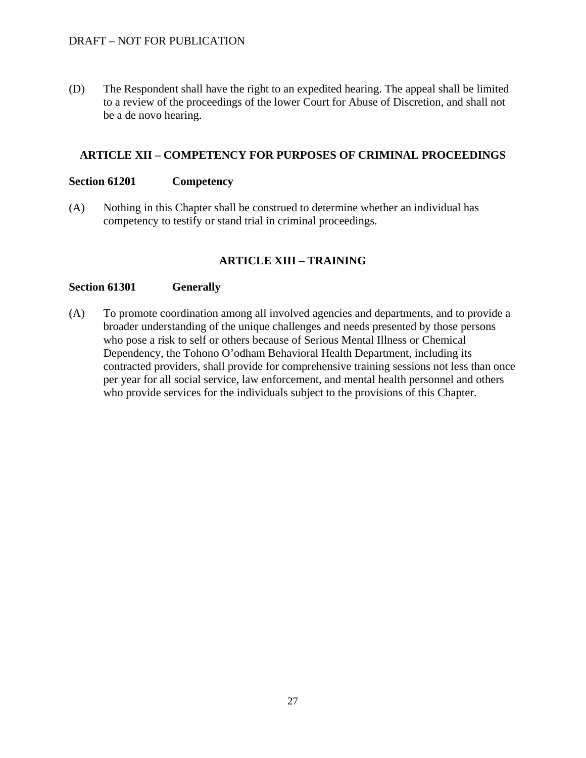(D) The Respondent shall have the right to an expedited hearing. The appeal shall be limited to a review of the proceedings of the lower Court for Abuse of Discretion, and shall not be a de novo hearing.

## ARTICLE XII – COMPETENCY FOR PURPOSES OF CRIMINAL PROCEEDINGS

### Section 61201 Competency

(A) Nothing in this Chapter shall be construed to determine whether an individual has competency to testify or stand trial in criminal proceedings.

## ARTICLE XIII – TRAINING

### Section 61301 Generally

(A) To promote coordination among all involved agencies and departments, and to provide a broader understanding of the unique challenges and needs presented by those persons who pose a risk to self or others because of Serious Mental Illness or Chemical Dependency, the Tohono O'odham Behavioral Health Department, including its contracted providers, shall provide for comprehensive training sessions not less than once per year for all social service, law enforcement, and mental health personnel and others who provide services for the individuals subject to the provisions of this Chapter.